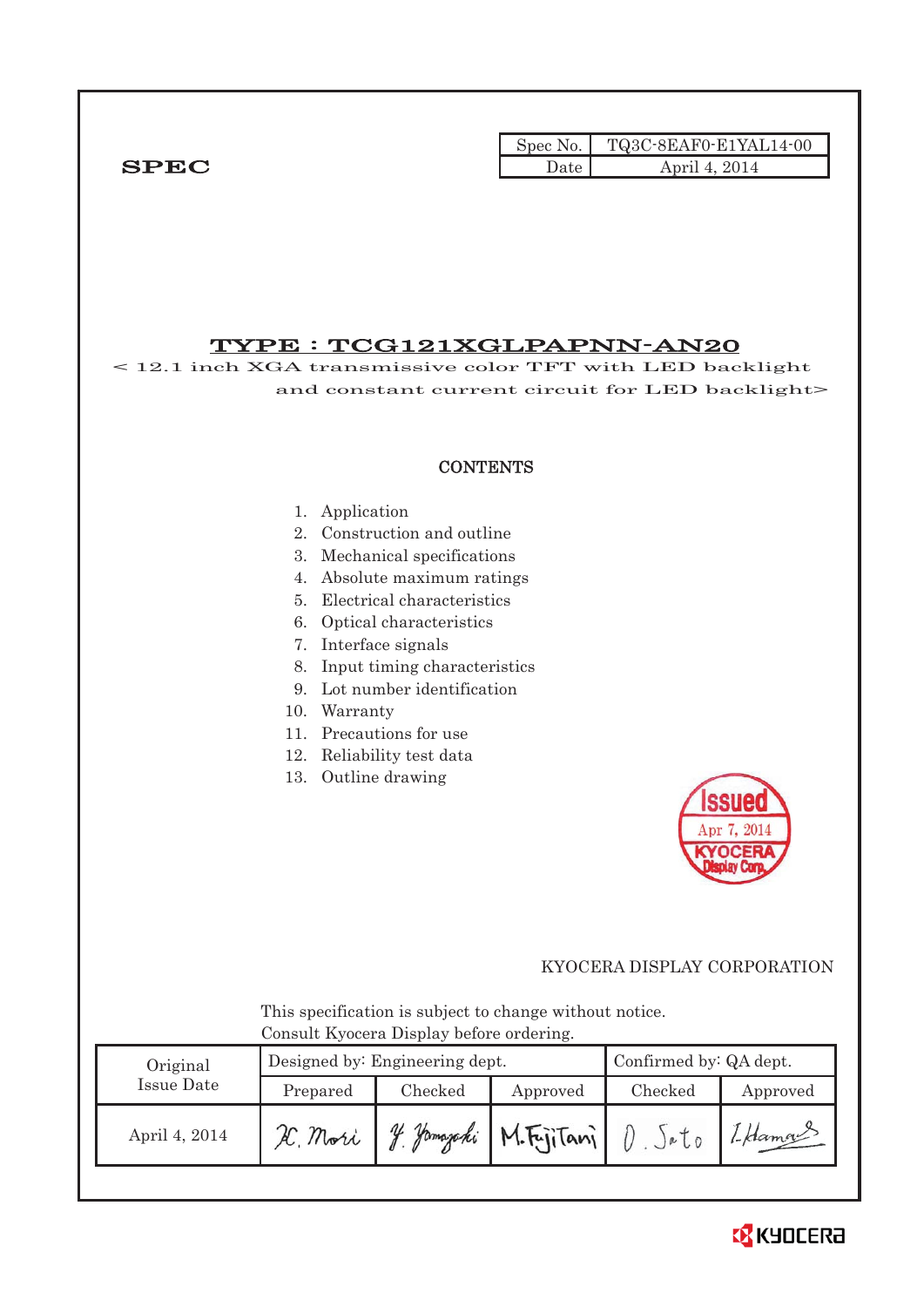**SPEC**

| Spec No. | TQ3C-8EAF0-E1YAL14-00 |
|---|---|
| Date | April 4, 2014 |

# TYPE : TCG121XGLPAPNN-AN20

< 12.1 inch XGA transmissive color TFT with LED backlight and constant current circuit for LED backlight>

## CONTENTS

1. Application
2. Construction and outline
3. Mechanical specifications
4. Absolute maximum ratings
5. Electrical characteristics
6. Optical characteristics
7. Interface signals
8. Input timing characteristics
9. Lot number identification
10. Warranty
11. Precautions for use
12. Reliability test data
13. Outline drawing

Issued Apr 7, 2014 KYOCERA Display Corp.

KYOCERA DISPLAY CORPORATION

This specification is subject to change without notice.
Consult Kyocera Display before ordering.

| Original Issue Date | Designed by: Engineering dept. | | | Confirmed by: QA dept. | |
|---|---|---|---|---|---|
| | Prepared | Checked | Approved | Checked | Approved |
| April 4, 2014 | K. Mori | Y. Yamazaki | M. Fujitani | O. Sato | I. Hamada |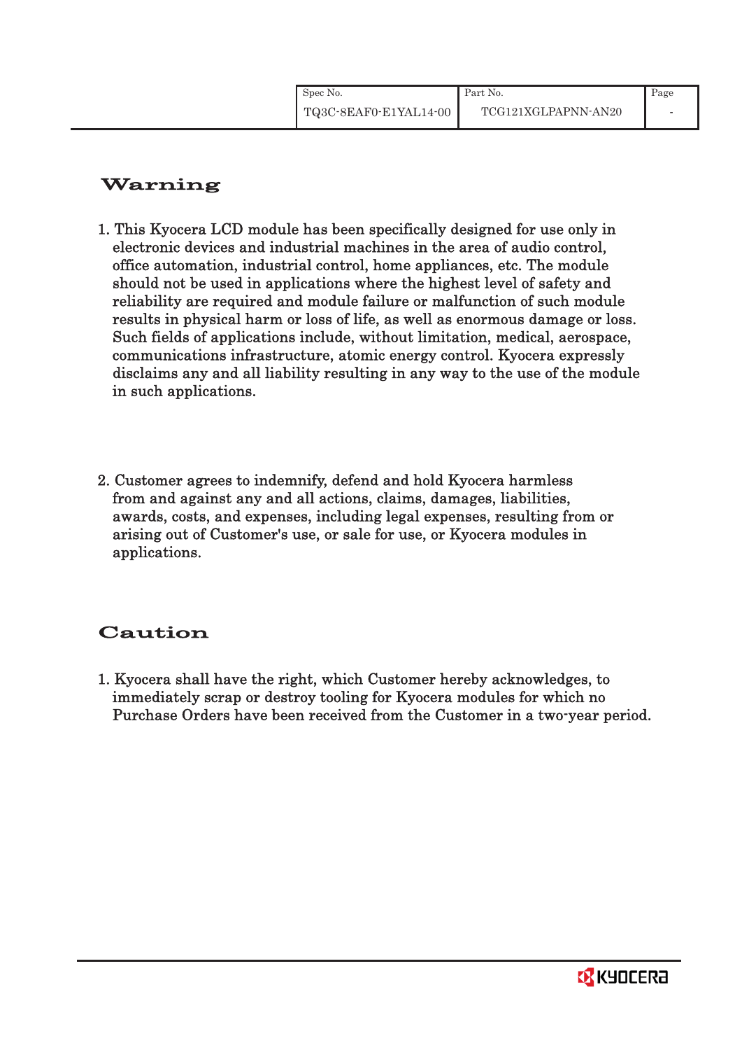## Warning

1. This Kyocera LCD module has been specifically designed for use only in electronic devices and industrial machines in the area of audio control, office automation, industrial control, home appliances, etc. The module should not be used in applications where the highest level of safety and reliability are required and module failure or malfunction of such module results in physical harm or loss of life, as well as enormous damage or loss. Such fields of applications include, without limitation, medical, aerospace, communications infrastructure, atomic energy control. Kyocera expressly disclaims any and all liability resulting in any way to the use of the module in such applications.

2. Customer agrees to indemnify, defend and hold Kyocera harmless from and against any and all actions, claims, damages, liabilities, awards, costs, and expenses, including legal expenses, resulting from or arising out of Customer's use, or sale for use, or Kyocera modules in applications.

## Caution

1. Kyocera shall have the right, which Customer hereby acknowledges, to immediately scrap or destroy tooling for Kyocera modules for which no Purchase Orders have been received from the Customer in a two-year period.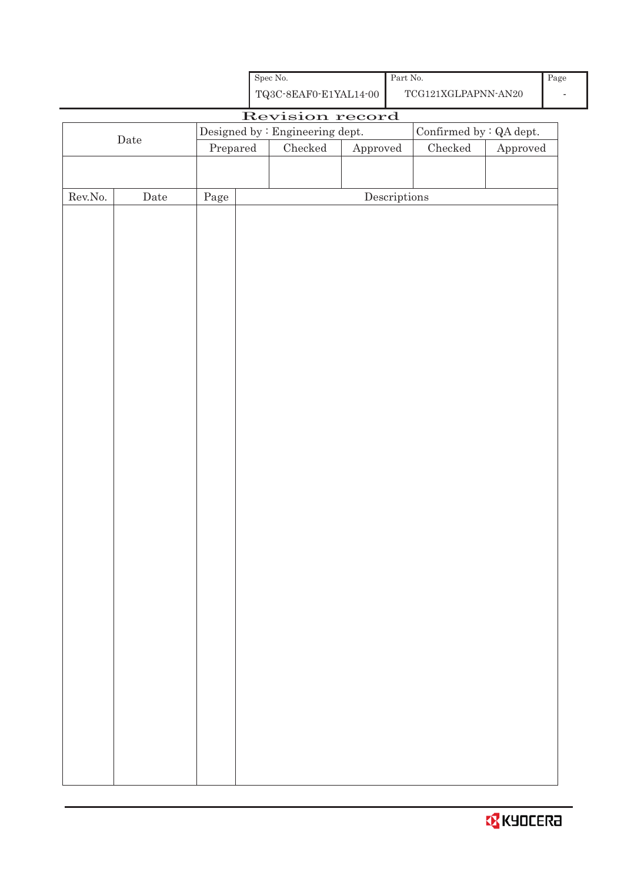| Spec No. | Part No. | Page |
| --- | --- | --- |
| TQ3C-8EAF0-E1YAL14-00 | TCG121XGLPAPNN-AN20 | - |

# Revision record

| Date | Designed by : Engineering dept. | | | Confirmed by : QA dept. | |
| --- | --- | --- | --- | --- | --- |
| | Prepared | Checked | Approved | Checked | Approved |
| | | | | | |

| Rev.No. | Date | Page | Descriptions |
| --- | --- | --- | --- |
| | | | |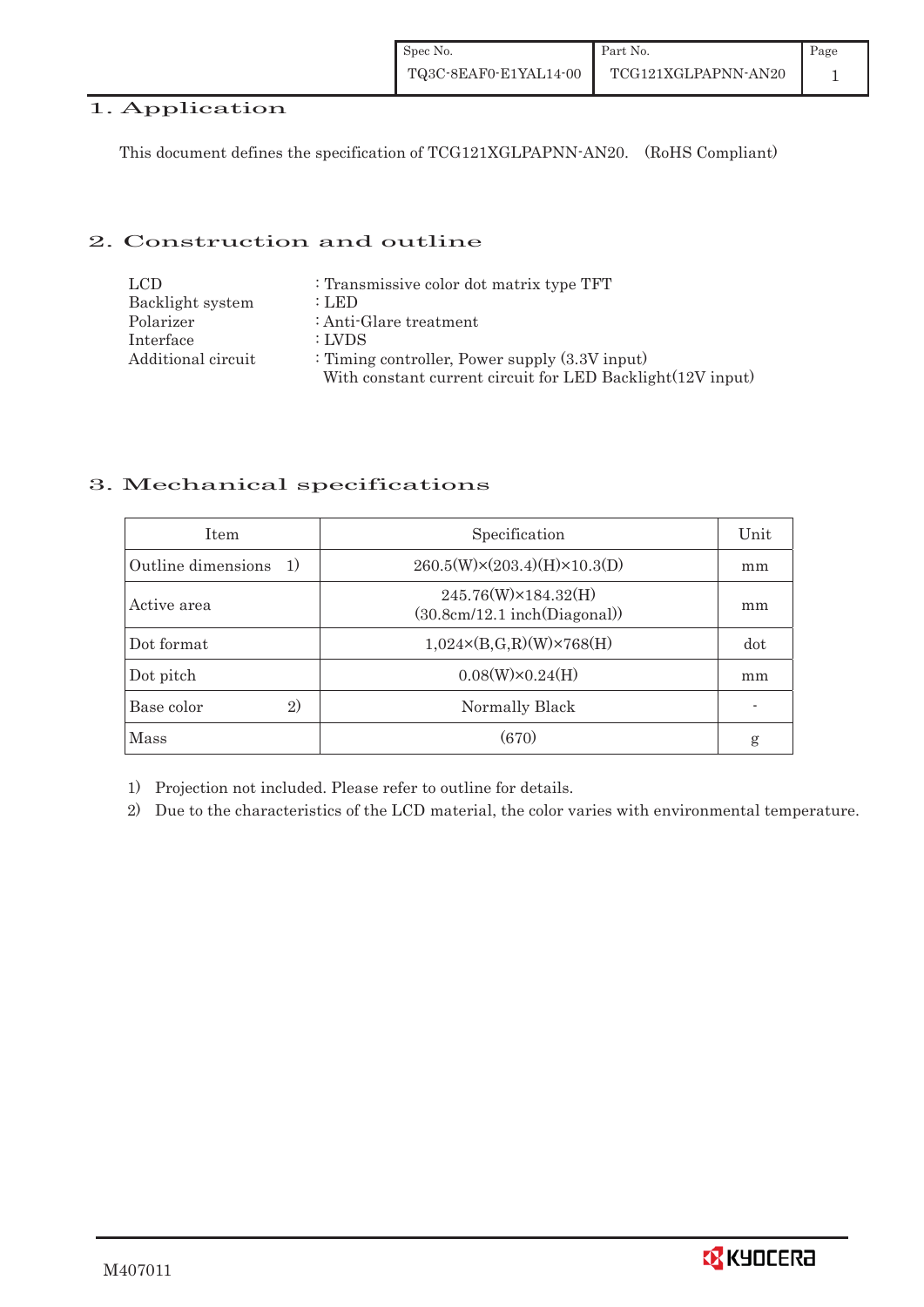## 1. Application

This document defines the specification of TCG121XGLPAPNN-AN20. (RoHS Compliant)

## 2. Construction and outline

| | |
|---|---|
| LCD | : Transmissive color dot matrix type TFT |
| Backlight system | : LED |
| Polarizer | : Anti-Glare treatment |
| Interface | : LVDS |
| Additional circuit | : Timing controller, Power supply (3.3V input) With constant current circuit for LED Backlight(12V input) |

## 3. Mechanical specifications

| Item | Specification | Unit |
|---|---|---|
| Outline dimensions 1) | 260.5(W)×(203.4)(H)×10.3(D) | mm |
| Active area | 245.76(W)×184.32(H) (30.8cm/12.1 inch(Diagonal)) | mm |
| Dot format | 1,024×(B,G,R)(W)×768(H) | dot |
| Dot pitch | 0.08(W)×0.24(H) | mm |
| Base color 2) | Normally Black | - |
| Mass | (670) | g |

1) Projection not included. Please refer to outline for details.

2) Due to the characteristics of the LCD material, the color varies with environmental temperature.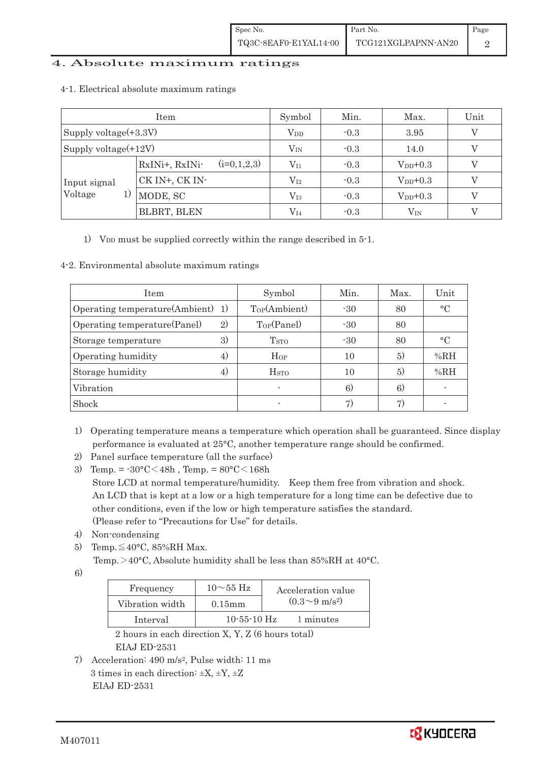## 4. Absolute maximum ratings

4-1. Electrical absolute maximum ratings

| Item | | Symbol | Min. | Max. | Unit |
|---|---|---|---|---|---|
| Supply voltage(+3.3V) | | $V_{DD}$ | -0.3 | 3.95 | V |
| Supply voltage(+12V) | | $V_{IN}$ | -0.3 | 14.0 | V |
| Input signal Voltage 1) | RxINi+, RxINi- (i=0,1,2,3) | $V_{I1}$ | -0.3 | $V_{DD}$+0.3 | V |
| | CK IN+, CK IN- | $V_{I2}$ | -0.3 | $V_{DD}$+0.3 | V |
| | MODE, SC | $V_{I3}$ | -0.3 | $V_{DD}$+0.3 | V |
| | BLBRT, BLEN | $V_{I4}$ | -0.3 | $V_{IN}$ | V |

1) $V_{DD}$ must be supplied correctly within the range described in 5-1.

4-2. Environmental absolute maximum ratings

| Item | Symbol | Min. | Max. | Unit |
|---|---|---|---|---|
| Operating temperature(Ambient) 1) | $T_{OP}$(Ambient) | -30 | 80 | °C |
| Operating temperature(Panel) 2) | $T_{OP}$(Panel) | -30 | 80 | |
| Storage temperature 3) | $T_{STO}$ | -30 | 80 | °C |
| Operating humidity 4) | $H_{OP}$ | 10 | 5) | %RH |
| Storage humidity 4) | $H_{STO}$ | 10 | 5) | %RH |
| Vibration | - | 6) | 6) | - |
| Shock | - | 7) | 7) | - |

1) Operating temperature means a temperature which operation shall be guaranteed. Since display performance is evaluated at 25°C, another temperature range should be confirmed.

2) Panel surface temperature (all the surface)

3) Temp. = -30°C<48h , Temp. = 80°C<168h
   Store LCD at normal temperature/humidity. Keep them free from vibration and shock.
   An LCD that is kept at a low or a high temperature for a long time can be defective due to other conditions, even if the low or high temperature satisfies the standard.
   (Please refer to "Precautions for Use" for details.

4) Non-condensing

5) Temp.≦40°C, 85%RH Max.
   Temp.>40°C, Absolute humidity shall be less than 85%RH at 40°C.

6)

| Frequency | 10～55 Hz | Acceleration value ($0.3 \sim 9\ m/s^2$) |
|---|---|---|
| Vibration width | 0.15mm | |
| Interval | 10-55-10 Hz | 1 minutes |

2 hours in each direction X, Y, Z (6 hours total)
EIAJ ED-2531

7) Acceleration: 490 $m/s^2$, Pulse width: 11 ms
   3 times in each direction: ±X, ±Y, ±Z
   EIAJ ED-2531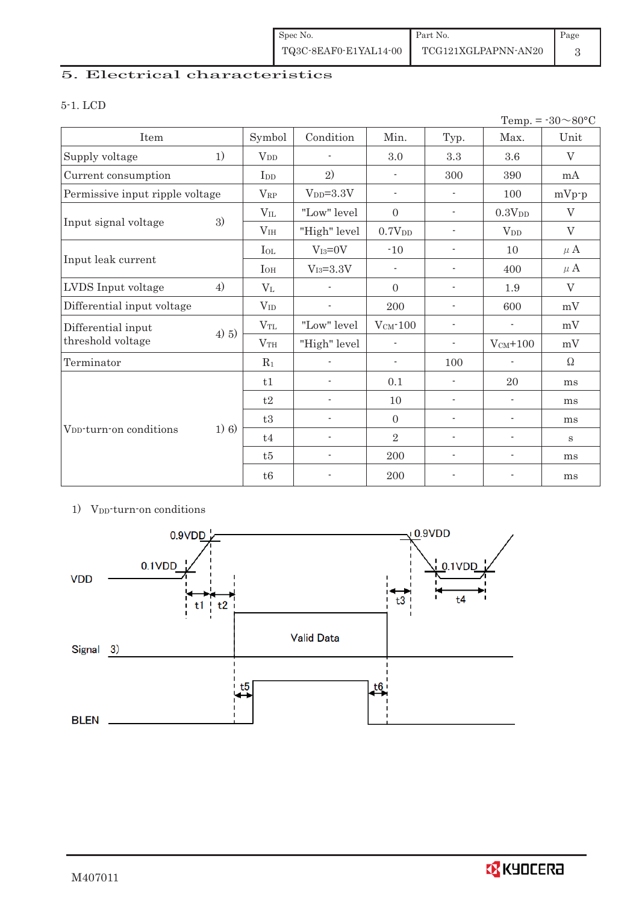# 5. Electrical characteristics

5-1. LCD

Temp. = -30～80°C

| Item | | Symbol | Condition | Min. | Typ. | Max. | Unit |
|---|---|---|---|---|---|---|---|
| Supply voltage | 1) | $V_{DD}$ | - | 3.0 | 3.3 | 3.6 | V |
| Current consumption | | $I_{DD}$ | 2) | - | 300 | 390 | mA |
| Permissive input ripple voltage | | $V_{RP}$ | $V_{DD}$=3.3V | - | - | 100 | mVp-p |
| Input signal voltage | 3) | $V_{IL}$ | "Low" level | 0 | - | 0.3$V_{DD}$ | V |
| | | $V_{IH}$ | "High" level | 0.7$V_{DD}$ | - | $V_{DD}$ | V |
| Input leak current | | $I_{OL}$ | $V_{I3}$=0V | -10 | - | 10 | μA |
| | | $I_{OH}$ | $V_{I3}$=3.3V | - | - | 400 | μA |
| LVDS Input voltage | 4) | $V_L$ | - | 0 | - | 1.9 | V |
| Differential input voltage | | $V_{ID}$ | - | 200 | - | 600 | mV |
| Differential input threshold voltage | 4) 5) | $V_{TL}$ | "Low" level | $V_{CM}$-100 | - | - | mV |
| | | $V_{TH}$ | "High" level | - | - | $V_{CM}$+100 | mV |
| Terminator | | $R_1$ | - | - | 100 | - | Ω |
| $V_{DD}$-turn-on conditions | 1) 6) | t1 | - | 0.1 | - | 20 | ms |
| | | t2 | - | 10 | - | - | ms |
| | | t3 | - | 0 | - | - | ms |
| | | t4 | - | 2 | - | - | s |
| | | t5 | - | 200 | - | - | ms |
| | | t6 | - | 200 | - | - | ms |

1) $V_{DD}$-turn-on conditions

VDD: 0.1VDD, 0.9VDD, t1, t2, t3, 0.9VDD, 0.1VDD, t4

Signal 3): Valid Data

BLEN: t5, t6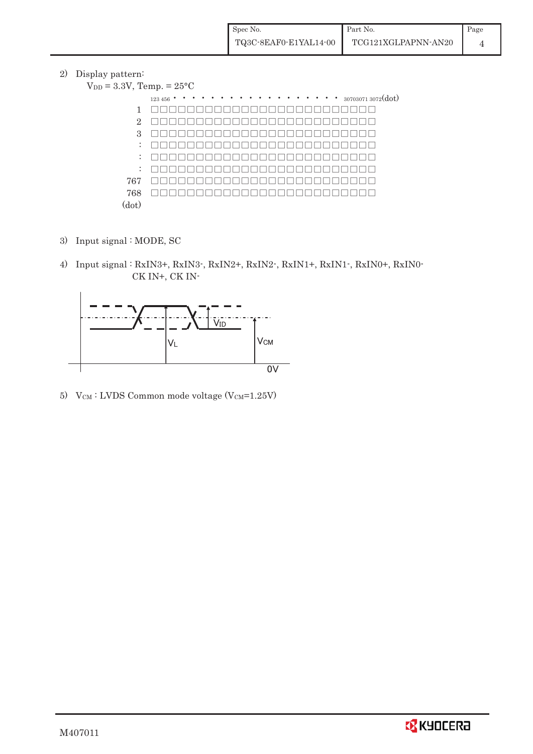2) Display pattern:

$V_{DD}$ = 3.3V, Temp. = 25°C

123 456 • • • • • • • • • • • • • • • • • • • • 3070 3071 3072 (dot)

1
2
3
:
:
:
767
768
(dot)

3) Input signal : MODE, SC

4) Input signal : RxIN3+, RxIN3-, RxIN2+, RxIN2-, RxIN1+, RxIN1-, RxIN0+, RxIN0-
CK IN+, CK IN-

$V_{ID}$

$V_L$

$V_{CM}$

0V

5) $V_{CM}$ : LVDS Common mode voltage ($V_{CM}$=1.25V)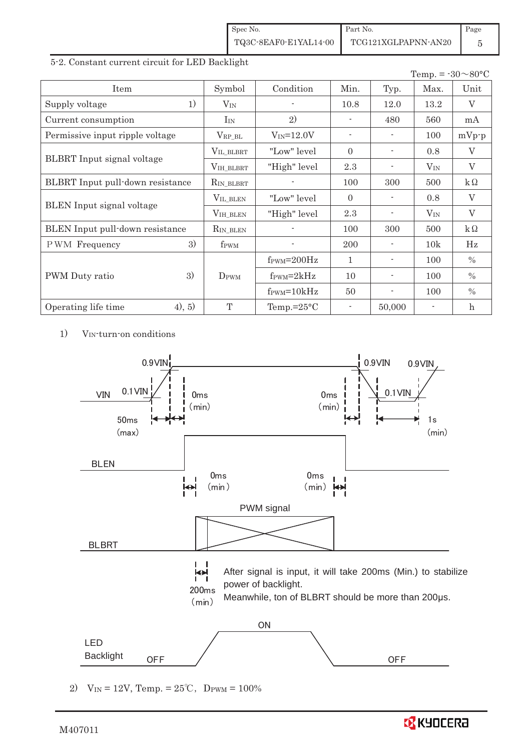5-2. Constant current circuit for LED Backlight

Temp. = -30～80°C

| Item | | Symbol | Condition | Min. | Typ. | Max. | Unit |
|---|---|---|---|---|---|---|---|
| Supply voltage | 1) | $V_{IN}$ | - | 10.8 | 12.0 | 13.2 | V |
| Current consumption | | $I_{IN}$ | 2) | - | 480 | 560 | mA |
| Permissive input ripple voltage | | $V_{RP\_BL}$ | $V_{IN}$=12.0V | - | - | 100 | mVp-p |
| BLBRT Input signal voltage | | $V_{IL\_BLBRT}$ | "Low" level | 0 | - | 0.8 | V |
| | | $V_{IH\_BLBRT}$ | "High" level | 2.3 | - | $V_{IN}$ | V |
| BLBRT Input pull-down resistance | | $R_{IN\_BLBRT}$ | - | 100 | 300 | 500 | kΩ |
| BLEN Input signal voltage | | $V_{IL\_BLEN}$ | "Low" level | 0 | - | 0.8 | V |
| | | $V_{IH\_BLEN}$ | "High" level | 2.3 | - | $V_{IN}$ | V |
| BLEN Input pull-down resistance | | $R_{IN\_BLEN}$ | - | 100 | 300 | 500 | kΩ |
| PWM Frequency | 3) | $f_{PWM}$ | - | 200 | - | 10k | Hz |
| PWM Duty ratio | 3) | $D_{PWM}$ | $f_{PWM}$=200Hz | 1 | - | 100 | % |
| | | | $f_{PWM}$=2kHz | 10 | - | 100 | % |
| | | | $f_{PWM}$=10kHz | 50 | - | 100 | % |
| Operating life time | 4), 5) | T | Temp.=25°C | - | 50,000 | - | h |

1) $V_{IN}$-turn-on conditions

VIN: 0.1VIN → 0.9VIN, 50ms (max); 0ms (min); 0ms (min); 0.9VIN → 0.1VIN; 1s (min) until 0.9VIN

BLEN: 0ms (min); 0ms (min)

BLBRT: PWM signal

200ms (min) — After signal is input, it will take 200ms (Min.) to stabilize power of backlight. Meanwhile, ton of BLBRT should be more than 200μs.

LED Backlight: OFF — ON — OFF

2) $V_{IN}$ = 12V, Temp. = 25℃, $D_{PWM}$ = 100%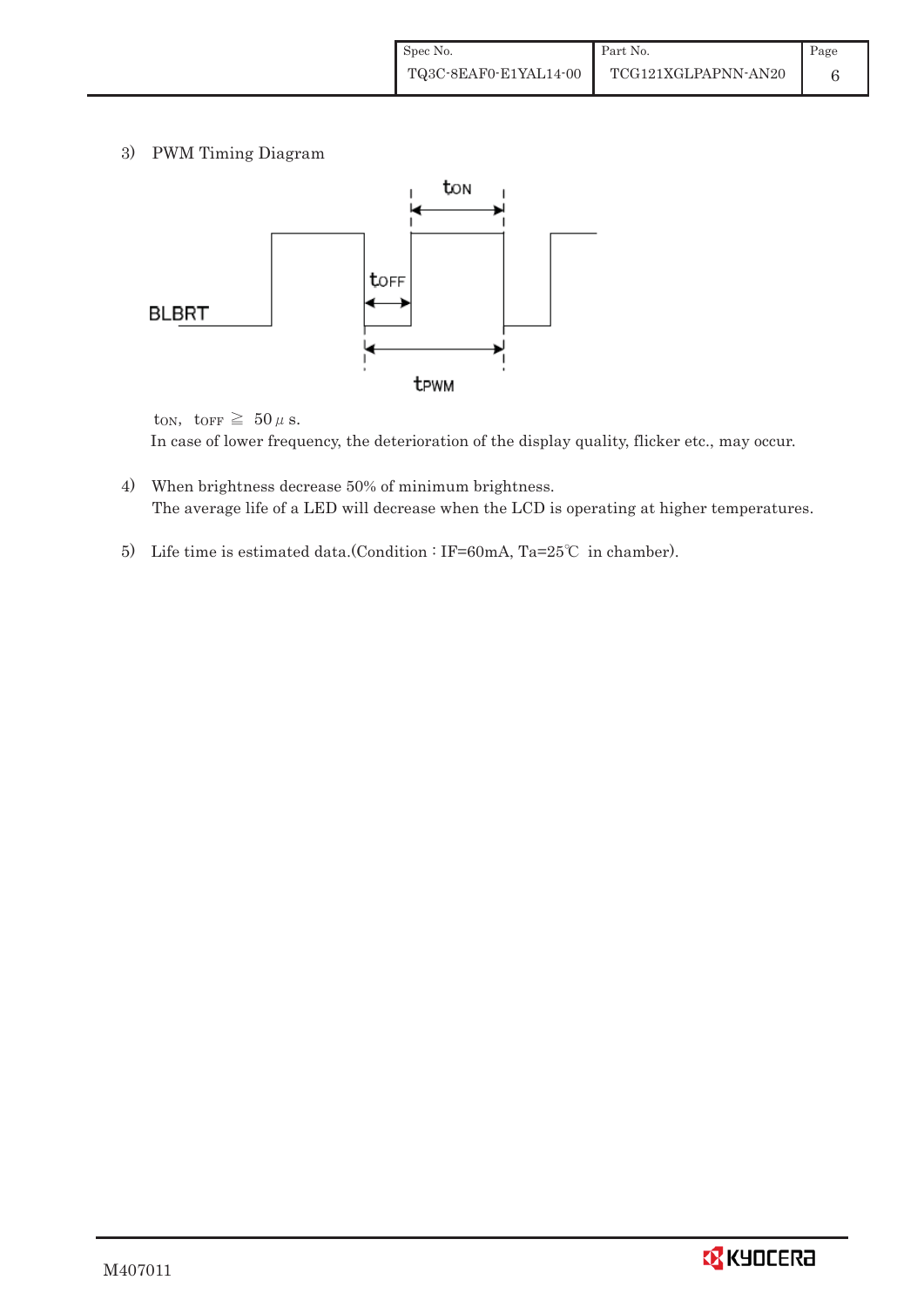3) PWM Timing Diagram

BLBRT

$t_{ON}$

$t_{OFF}$

$t_{PWM}$

$t_{ON}$, $t_{OFF} \geqq 50\mu s$.

In case of lower frequency, the deterioration of the display quality, flicker etc., may occur.

4) When brightness decrease 50% of minimum brightness.
The average life of a LED will decrease when the LCD is operating at higher temperatures.

5) Life time is estimated data.(Condition : IF=60mA, Ta=25℃ in chamber).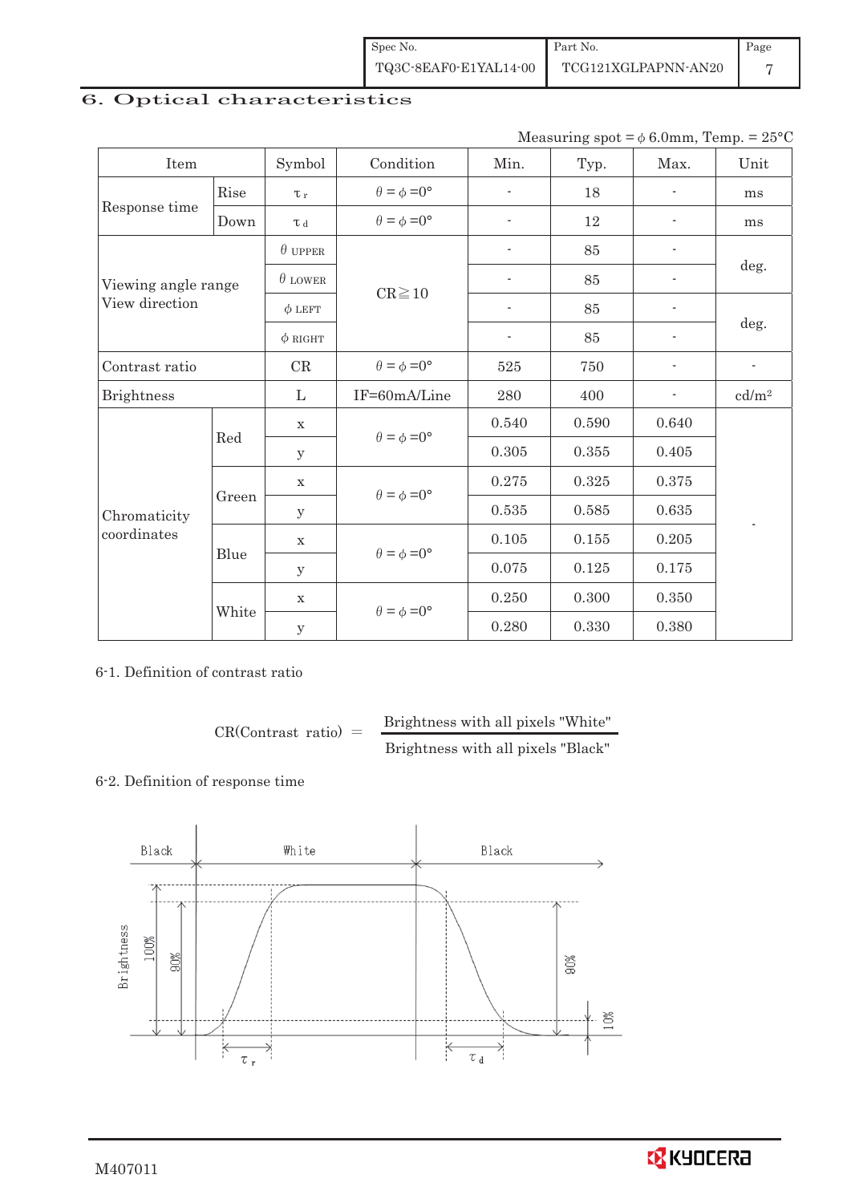| Spec No. | Part No. | Page |
|---|---|---|
| TQ3C-8EAF0-E1YAL14-00 | TCG121XGLPAPNN-AN20 | 7 |

## 6. Optical characteristics

Measuring spot = $\phi$ 6.0mm, Temp. = 25°C

| Item | | Symbol | Condition | Min. | Typ. | Max. | Unit |
|---|---|---|---|---|---|---|---|
| Response time | Rise | $\tau_r$ | $\theta = \phi = 0°$ | - | 18 | - | ms |
| | Down | $\tau_d$ | $\theta = \phi = 0°$ | - | 12 | - | ms |
| Viewing angle range View direction | | $\theta$ UPPER | CR≧10 | - | 85 | - | deg. |
| | | $\theta$ LOWER | | - | 85 | - | |
| | | $\phi$ LEFT | | - | 85 | - | deg. |
| | | $\phi$ RIGHT | | - | 85 | - | |
| Contrast ratio | | CR | $\theta = \phi = 0°$ | 525 | 750 | - | - |
| Brightness | | L | IF=60mA/Line | 280 | 400 | - | cd/m² |
| Chromaticity coordinates | Red | x | $\theta = \phi = 0°$ | 0.540 | 0.590 | 0.640 | - |
| | | y | | 0.305 | 0.355 | 0.405 | |
| | Green | x | $\theta = \phi = 0°$ | 0.275 | 0.325 | 0.375 | |
| | | y | | 0.535 | 0.585 | 0.635 | |
| | Blue | x | $\theta = \phi = 0°$ | 0.105 | 0.155 | 0.205 | |
| | | y | | 0.075 | 0.125 | 0.175 | |
| | White | x | $\theta = \phi = 0°$ | 0.250 | 0.300 | 0.350 | |
| | | y | | 0.280 | 0.330 | 0.380 | |

6-1. Definition of contrast ratio

$$\text{CR(Contrast ratio)} = \frac{\text{Brightness with all pixels "White"}}{\text{Brightness with all pixels "Black"}}$$

6-2. Definition of response time

Black — White — Black

Brightness 100% 90% 90% 10%

$\tau_r$ $\tau_d$

M407011

KYOCERA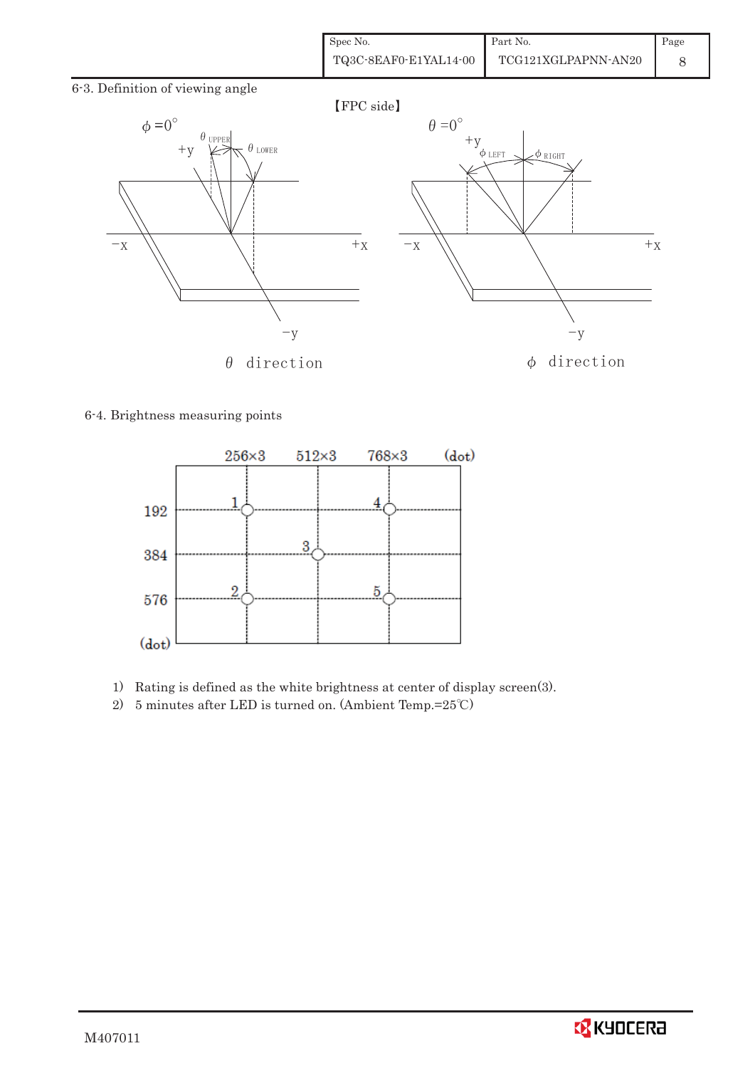## 6-3. Definition of viewing angle

【FPC side】

$\phi = 0°$ &nbsp;&nbsp; $\theta_{UPPER}$ &nbsp;&nbsp; $\theta_{LOWER}$ &nbsp;&nbsp; +y &nbsp;&nbsp; −x &nbsp;&nbsp; +x &nbsp;&nbsp; −y

$\theta$ direction

$\theta = 0°$ &nbsp;&nbsp; $\phi_{LEFT}$ &nbsp;&nbsp; $\phi_{RIGHT}$ &nbsp;&nbsp; +y &nbsp;&nbsp; −x &nbsp;&nbsp; +x &nbsp;&nbsp; −y

$\phi$ direction

## 6-4. Brightness measuring points

| (dot) | 256×3 | 512×3 | 768×3 |
|---|---|---|---|
| 192 | 1 | | 4 |
| 384 | | 3 | |
| 576 | 2 | | 5 |

1) Rating is defined as the white brightness at center of display screen(3).
2) 5 minutes after LED is turned on. (Ambient Temp.=25℃)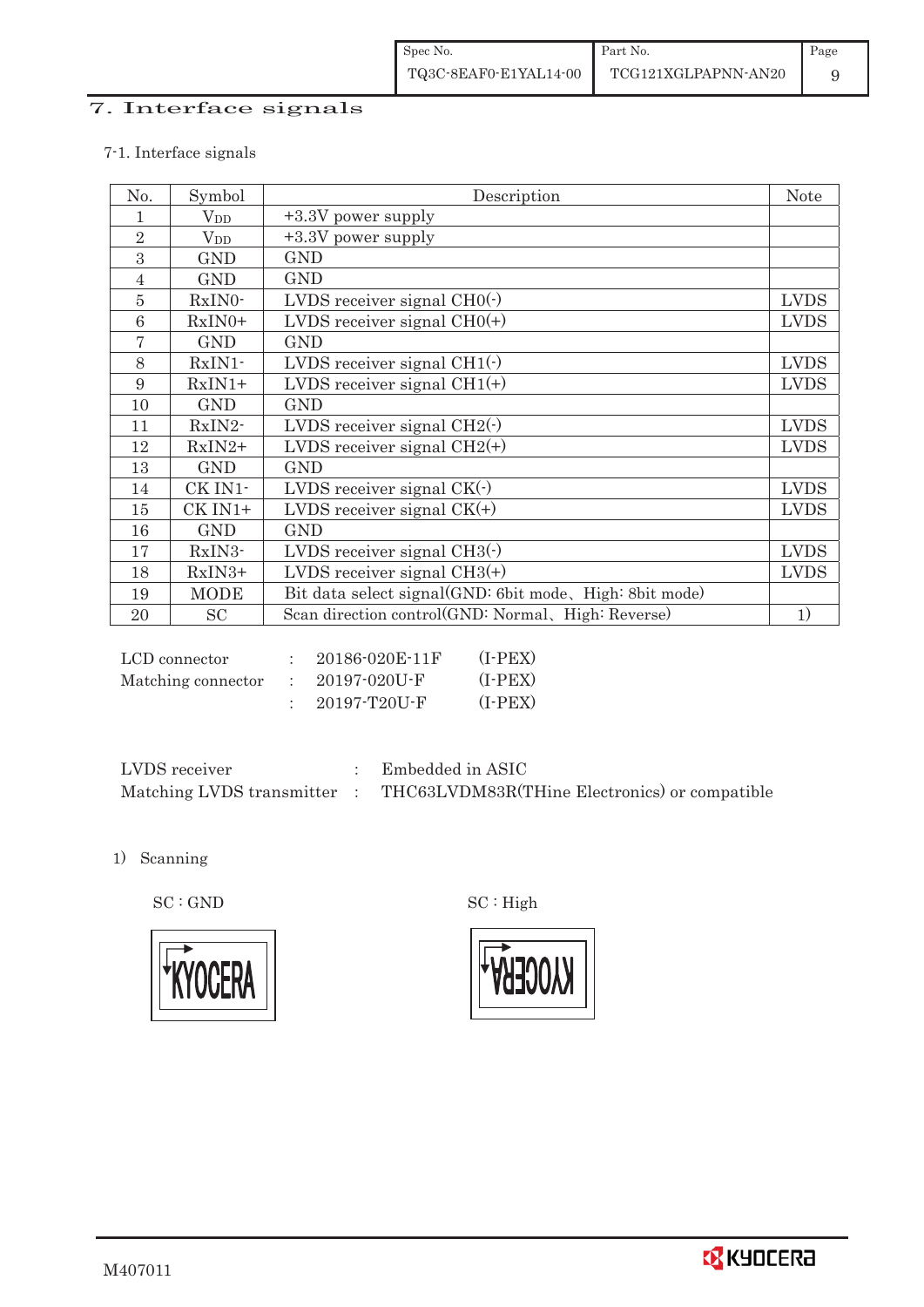# 7. Interface signals

7-1. Interface signals

| No. | Symbol | Description | Note |
|---|---|---|---|
| 1 | $V_{DD}$ | +3.3V power supply | |
| 2 | $V_{DD}$ | +3.3V power supply | |
| 3 | GND | GND | |
| 4 | GND | GND | |
| 5 | RxIN0- | LVDS receiver signal CH0(-) | LVDS |
| 6 | RxIN0+ | LVDS receiver signal CH0(+) | LVDS |
| 7 | GND | GND | |
| 8 | RxIN1- | LVDS receiver signal CH1(-) | LVDS |
| 9 | RxIN1+ | LVDS receiver signal CH1(+) | LVDS |
| 10 | GND | GND | |
| 11 | RxIN2- | LVDS receiver signal CH2(-) | LVDS |
| 12 | RxIN2+ | LVDS receiver signal CH2(+) | LVDS |
| 13 | GND | GND | |
| 14 | CK IN1- | LVDS receiver signal CK(-) | LVDS |
| 15 | CK IN1+ | LVDS receiver signal CK(+) | LVDS |
| 16 | GND | GND | |
| 17 | RxIN3- | LVDS receiver signal CH3(-) | LVDS |
| 18 | RxIN3+ | LVDS receiver signal CH3(+) | LVDS |
| 19 | MODE | Bit data select signal(GND: 6bit mode、High: 8bit mode) | |
| 20 | SC | Scan direction control(GND: Normal、High: Reverse) | 1) |

LCD connector : 20186-020E-11F (I-PEX)
Matching connector : 20197-020U-F (I-PEX)
: 20197-T20U-F (I-PEX)

LVDS receiver : Embedded in ASIC
Matching LVDS transmitter : THC63LVDM83R(THine Electronics) or compatible

1) Scanning

SC : GND

SC : High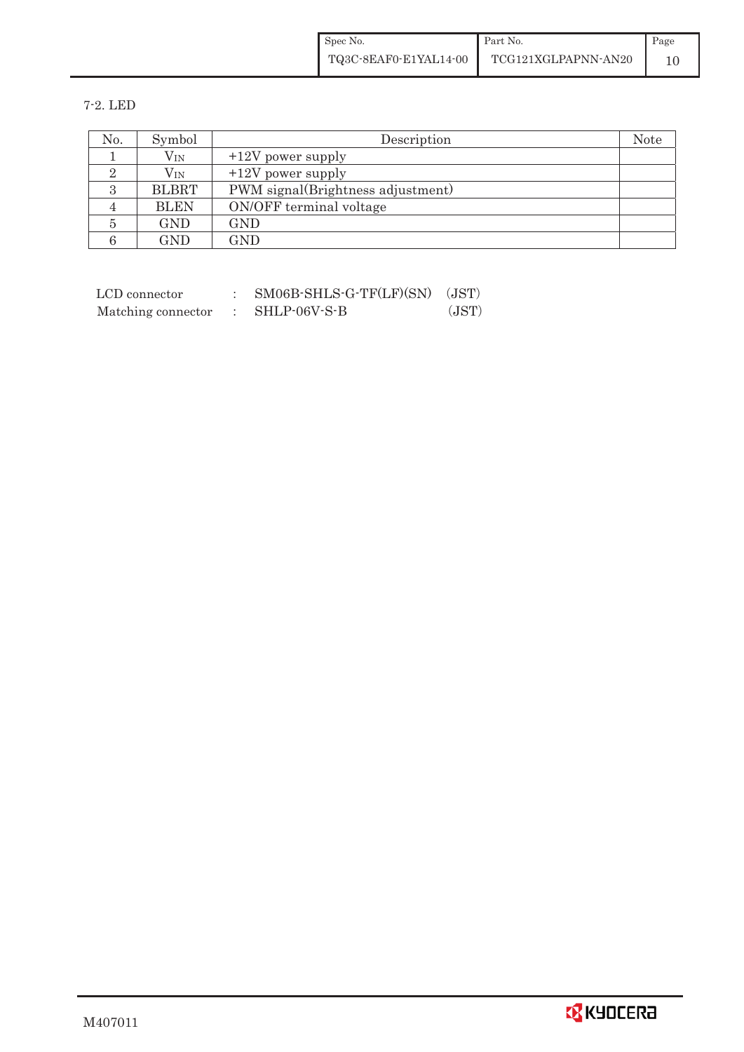7-2. LED

| No. | Symbol | Description | Note |
|---|---|---|---|
| 1 | $V_{IN}$ | +12V power supply | |
| 2 | $V_{IN}$ | +12V power supply | |
| 3 | BLBRT | PWM signal(Brightness adjustment) | |
| 4 | BLEN | ON/OFF terminal voltage | |
| 5 | GND | GND | |
| 6 | GND | GND | |

LCD connector : SM06B-SHLS-G-TF(LF)(SN) (JST)
Matching connector : SHLP-06V-S-B (JST)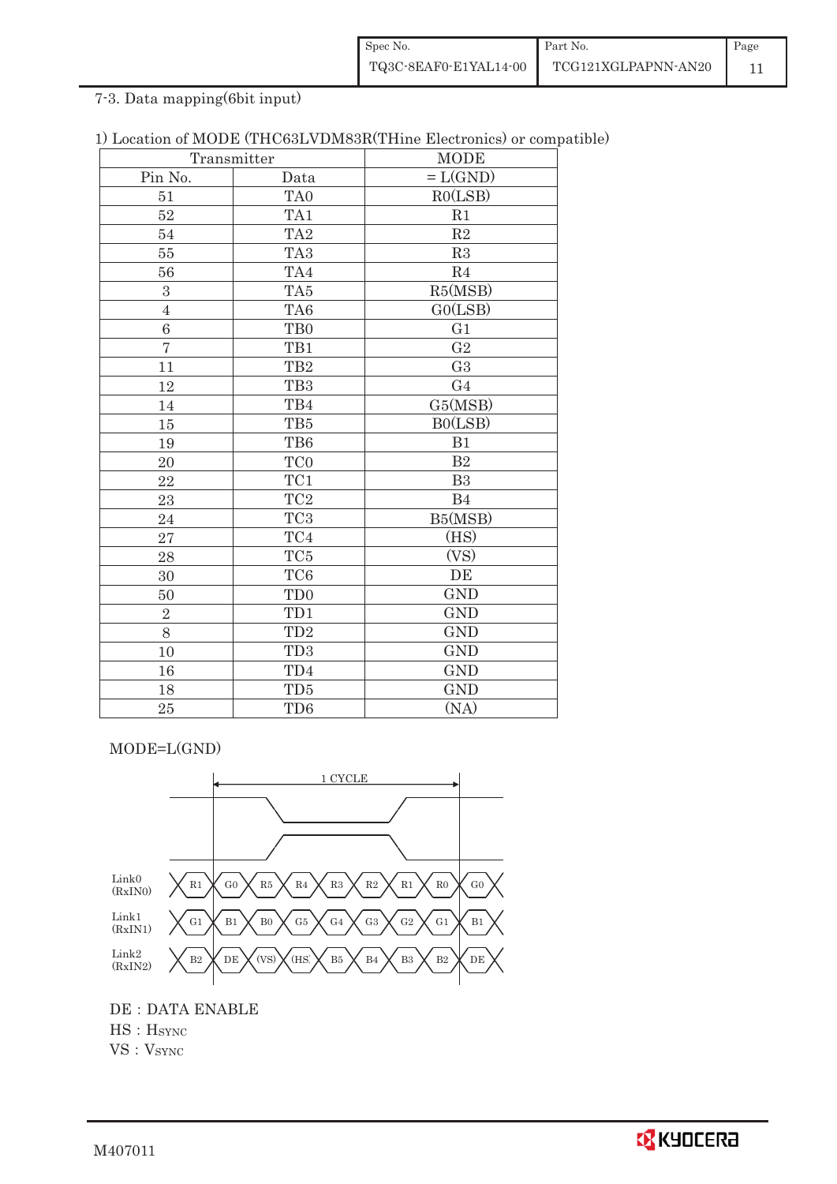7-3. Data mapping(6bit input)

1) Location of MODE (THC63LVDM83R(THine Electronics) or compatible)

| Transmitter | | MODE |
|---|---|---|
| Pin No. | Data | = L(GND) |
| 51 | TA0 | R0(LSB) |
| 52 | TA1 | R1 |
| 54 | TA2 | R2 |
| 55 | TA3 | R3 |
| 56 | TA4 | R4 |
| 3 | TA5 | R5(MSB) |
| 4 | TA6 | G0(LSB) |
| 6 | TB0 | G1 |
| 7 | TB1 | G2 |
| 11 | TB2 | G3 |
| 12 | TB3 | G4 |
| 14 | TB4 | G5(MSB) |
| 15 | TB5 | B0(LSB) |
| 19 | TB6 | B1 |
| 20 | TC0 | B2 |
| 22 | TC1 | B3 |
| 23 | TC2 | B4 |
| 24 | TC3 | B5(MSB) |
| 27 | TC4 | (HS) |
| 28 | TC5 | (VS) |
| 30 | TC6 | DE |
| 50 | TD0 | GND |
| 2 | TD1 | GND |
| 8 | TD2 | GND |
| 10 | TD3 | GND |
| 16 | TD4 | GND |
| 18 | TD5 | GND |
| 25 | TD6 | (NA) |

MODE=L(GND)

1 CYCLE

| | | | | | | | | | |
|---|---|---|---|---|---|---|---|---|---|
| Link0 (RxIN0) | R1 | G0 | R5 | R4 | R3 | R2 | R1 | R0 | G0 |
| Link1 (RxIN1) | G1 | B1 | B0 | G5 | G4 | G3 | G2 | G1 | B1 |
| Link2 (RxIN2) | B2 | DE | (VS) | (HS) | B5 | B4 | B3 | B2 | DE |

DE : DATA ENABLE

HS : HSYNC

VS : VSYNC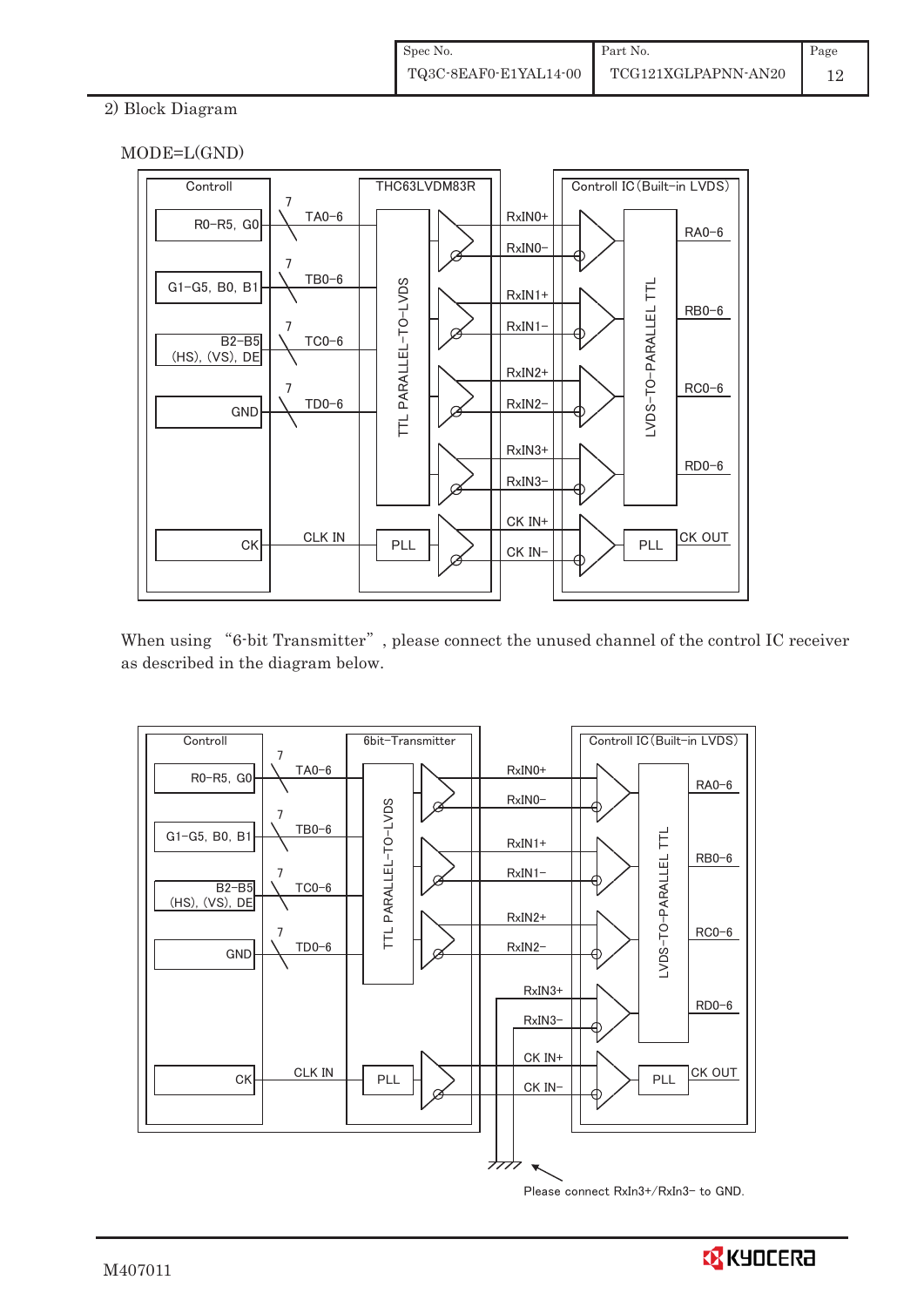2) Block Diagram

MODE=L(GND)

When using "6-bit Transmitter", please connect the unused channel of the control IC receiver as described in the diagram below.

Please connect RxIn3+/RxIn3- to GND.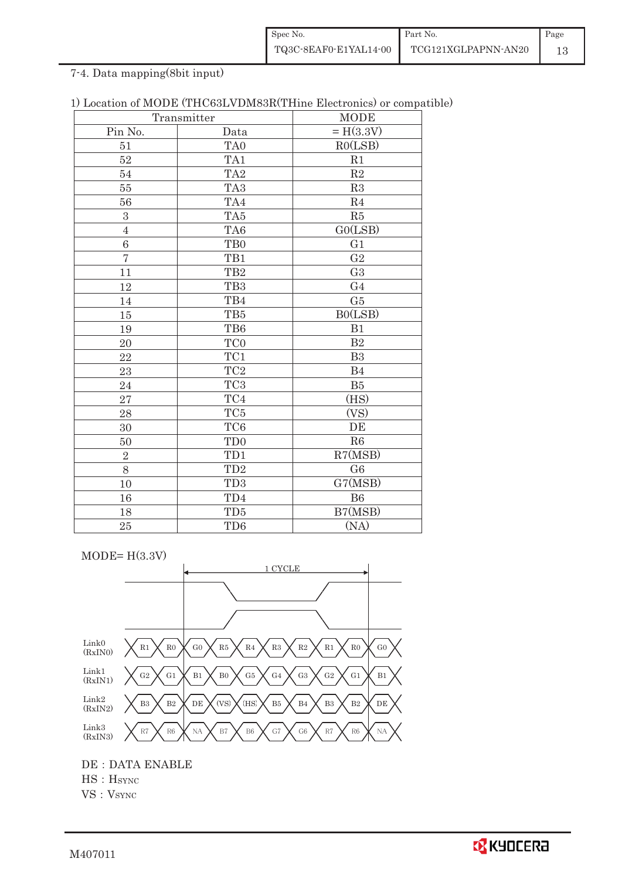7-4. Data mapping(8bit input)

1) Location of MODE (THC63LVDM83R(THine Electronics) or compatible)

| Transmitter | | MODE |
|---|---|---|
| Pin No. | Data | = H(3.3V) |
| 51 | TA0 | R0(LSB) |
| 52 | TA1 | R1 |
| 54 | TA2 | R2 |
| 55 | TA3 | R3 |
| 56 | TA4 | R4 |
| 3 | TA5 | R5 |
| 4 | TA6 | G0(LSB) |
| 6 | TB0 | G1 |
| 7 | TB1 | G2 |
| 11 | TB2 | G3 |
| 12 | TB3 | G4 |
| 14 | TB4 | G5 |
| 15 | TB5 | B0(LSB) |
| 19 | TB6 | B1 |
| 20 | TC0 | B2 |
| 22 | TC1 | B3 |
| 23 | TC2 | B4 |
| 24 | TC3 | B5 |
| 27 | TC4 | (HS) |
| 28 | TC5 | (VS) |
| 30 | TC6 | DE |
| 50 | TD0 | R6 |
| 2 | TD1 | R7(MSB) |
| 8 | TD2 | G6 |
| 10 | TD3 | G7(MSB) |
| 16 | TD4 | B6 |
| 18 | TD5 | B7(MSB) |
| 25 | TD6 | (NA) |

MODE= H(3.3V)

1 CYCLE

| | | | | | | | | | | |
|---|---|---|---|---|---|---|---|---|---|---|
| Link0 (RxIN0) | R1 | R0 | G0 | R5 | R4 | R3 | R2 | R1 | R0 | G0 |
| Link1 (RxIN1) | G2 | G1 | B1 | B0 | G5 | G4 | G3 | G2 | G1 | B1 |
| Link2 (RxIN2) | B3 | B2 | DE | (VS) | (HS) | B5 | B4 | B3 | B2 | DE |
| Link3 (RxIN3) | R7 | R6 | NA | B7 | B6 | G7 | G6 | R7 | R6 | NA |

DE : DATA ENABLE

HS : HSYNC

VS : VSYNC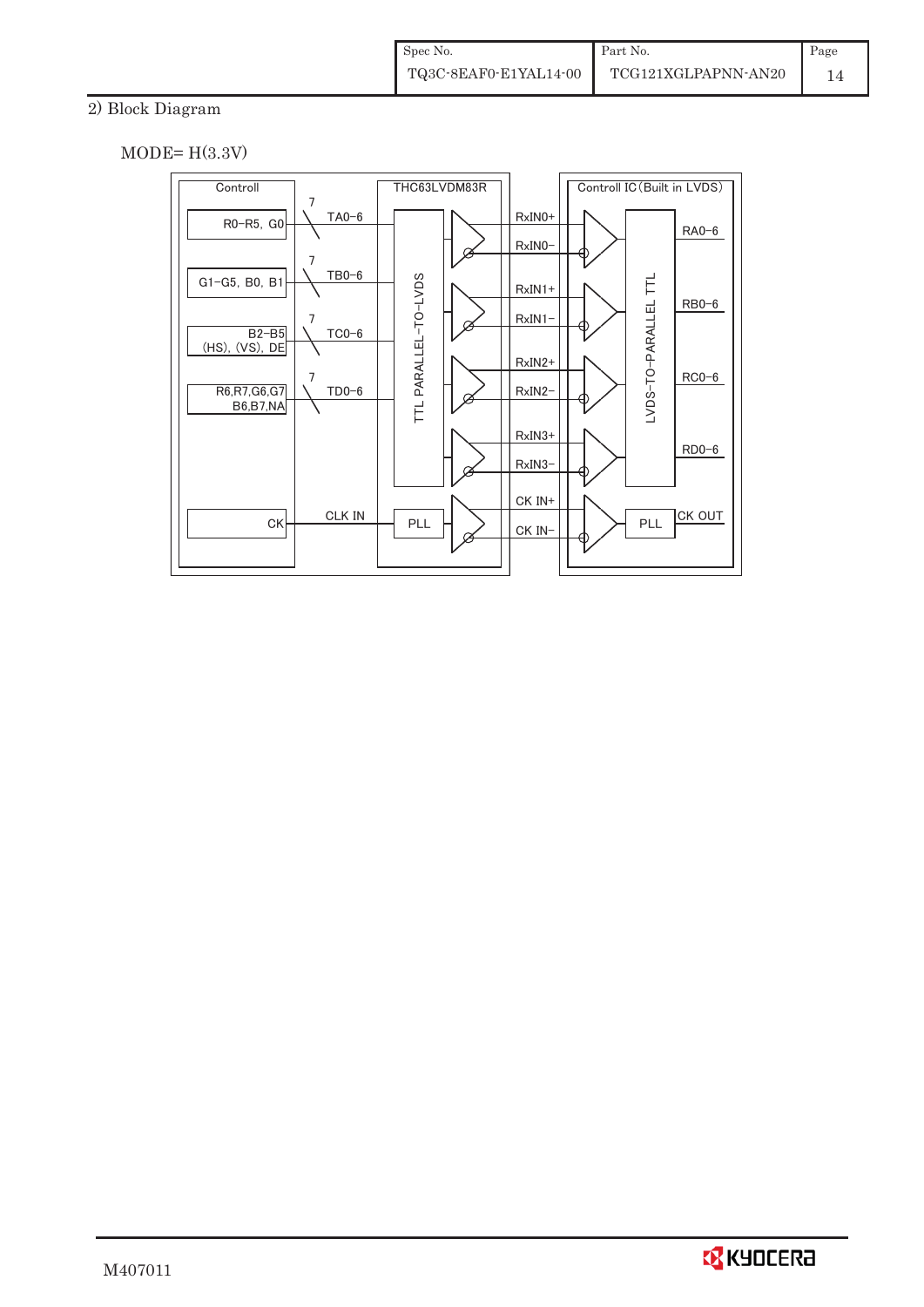2) Block Diagram

MODE= H(3.3V)

Controll

R0−R5, G0 — 7 — TA0−6

G1−G5, B0, B1 — 7 — TB0−6

B2−B5 (HS), (VS), DE — 7 — TC0−6

R6,R7,G6,G7 B6,B7,NA — 7 — TD0−6

CK — CLK IN

THC63LVDM83R

TTL PARALLEL−TO−LVDS

PLL

RxIN0+

RxIN0−

RxIN1+

RxIN1−

RxIN2+

RxIN2−

RxIN3+

RxIN3−

CK IN+

CK IN−

Controll IC (Built in LVDS)

LVDS−TO−PARALLEL TTL

RA0−6

RB0−6

RC0−6

RD0−6

PLL

CK OUT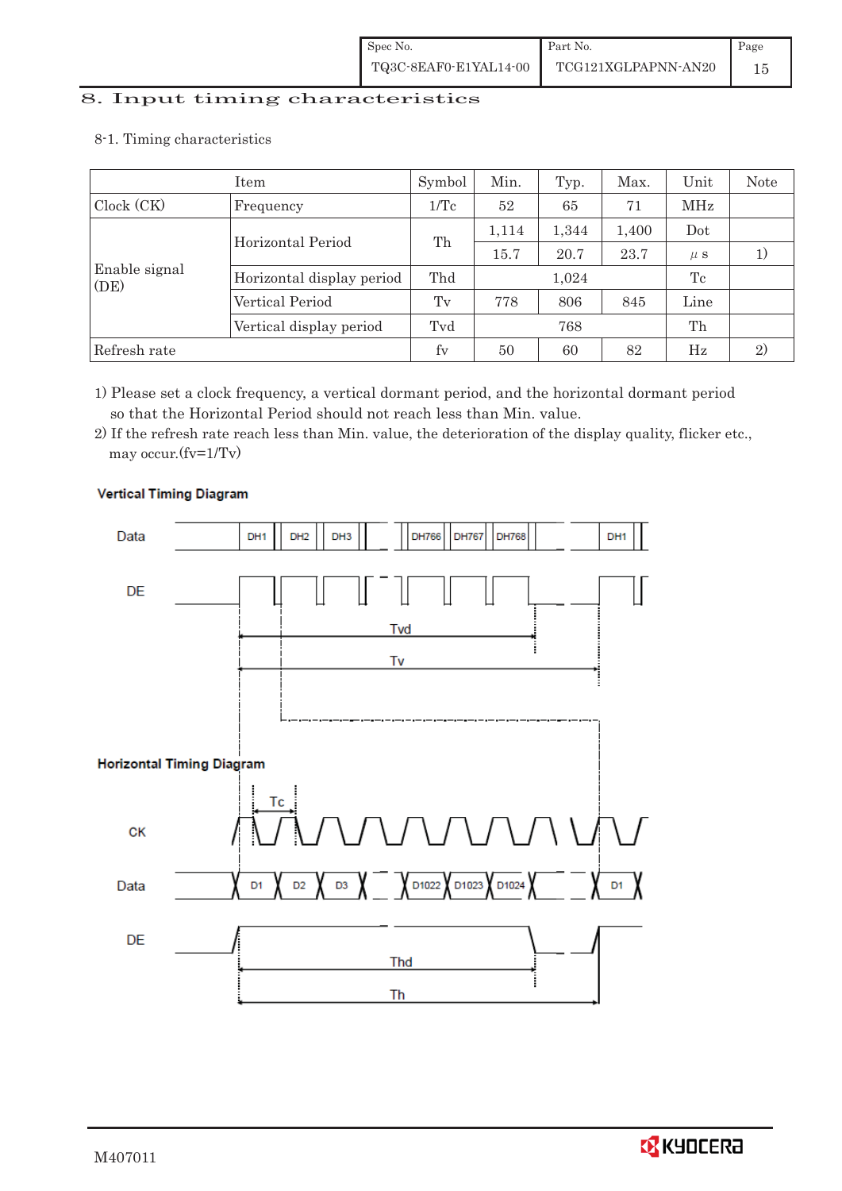# 8. Input timing characteristics

8-1. Timing characteristics

| Item | | Symbol | Min. | Typ. | Max. | Unit | Note |
|---|---|---|---|---|---|---|---|
| Clock (CK) | Frequency | 1/Tc | 52 | 65 | 71 | MHz | |
| Enable signal (DE) | Horizontal Period | Th | 1,114 | 1,344 | 1,400 | Dot | |
| | | | 15.7 | 20.7 | 23.7 | μs | 1) |
| | Horizontal display period | Thd | | 1,024 | | Tc | |
| | Vertical Period | Tv | 778 | 806 | 845 | Line | |
| | Vertical display period | Tvd | | 768 | | Th | |
| Refresh rate | | fv | 50 | 60 | 82 | Hz | 2) |

1) Please set a clock frequency, a vertical dormant period, and the horizontal dormant period so that the Horizontal Period should not reach less than Min. value.

2) If the refresh rate reach less than Min. value, the deterioration of the display quality, flicker etc., may occur.(fv=1/Tv)

**Vertical Timing Diagram**

Data: DH1 DH2 DH3 … DH766 DH767 DH768 … DH1

DE

Tvd

Tv

**Horizontal Timing Diagram**

Tc

CK

Data: D1 D2 D3 … D1022 D1023 D1024 … D1

DE

Thd

Th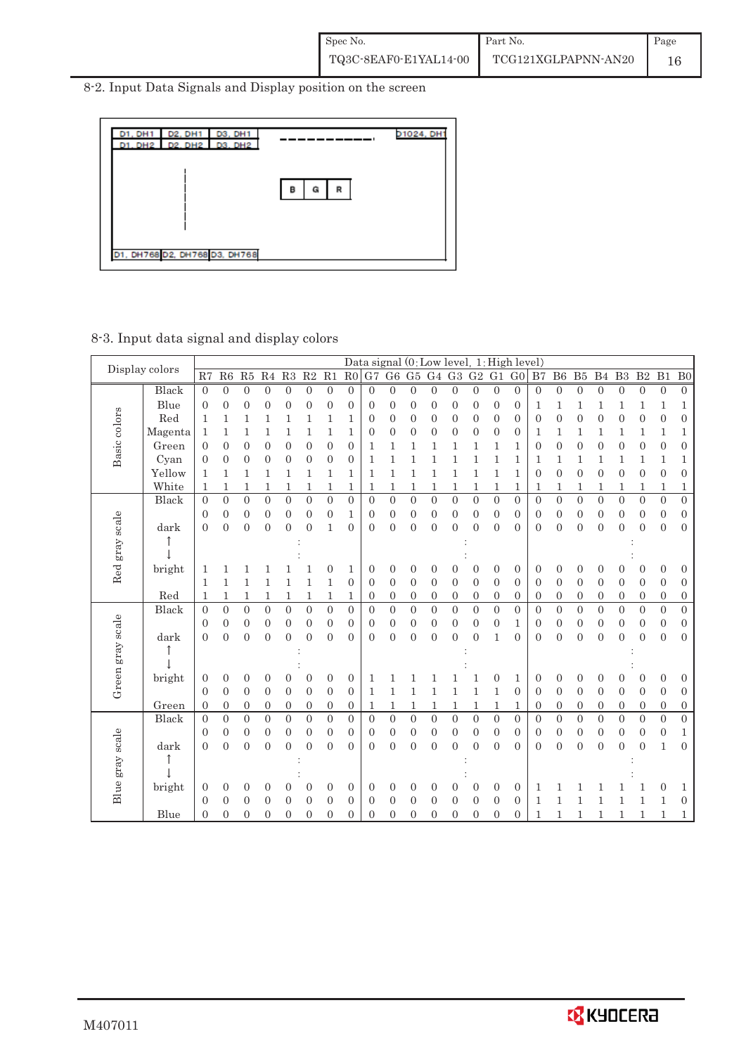## 8-2. Input Data Signals and Display position on the screen

| D1, DH1 | D2, DH1 | D3, DH1 | ------------ | D1024, DH1 |
|---|---|---|---|---|
| D1, DH2 | D2, DH2 | D3, DH2 | | |
| ¦ | | B G R | | |
| D1, DH768 | D2, DH768 | D3, DH768 | | |

## 8-3. Input data signal and display colors

| | Display colors | R7 | R6 | R5 | R4 | R3 | R2 | R1 | R0 | G7 | G6 | G5 | G4 | G3 | G2 | G1 | G0 | B7 | B6 | B5 | B4 | B3 | B2 | B1 | B0 |
|---|---|---|---|---|---|---|---|---|---|---|---|---|---|---|---|---|---|---|---|---|---|---|---|---|---|
| | | Data signal (0: Low level, 1: High level) | | | | | | | | | | | | | | | | | | | | | | | |
| Basic colors | Black | 0 | 0 | 0 | 0 | 0 | 0 | 0 | 0 | 0 | 0 | 0 | 0 | 0 | 0 | 0 | 0 | 0 | 0 | 0 | 0 | 0 | 0 | 0 | 0 |
| | Blue | 0 | 0 | 0 | 0 | 0 | 0 | 0 | 0 | 0 | 0 | 0 | 0 | 0 | 0 | 0 | 0 | 1 | 1 | 1 | 1 | 1 | 1 | 1 | 1 |
| | Red | 1 | 1 | 1 | 1 | 1 | 1 | 1 | 1 | 0 | 0 | 0 | 0 | 0 | 0 | 0 | 0 | 0 | 0 | 0 | 0 | 0 | 0 | 0 | 0 |
| | Magenta | 1 | 1 | 1 | 1 | 1 | 1 | 1 | 1 | 0 | 0 | 0 | 0 | 0 | 0 | 0 | 0 | 1 | 1 | 1 | 1 | 1 | 1 | 1 | 1 |
| | Green | 0 | 0 | 0 | 0 | 0 | 0 | 0 | 0 | 1 | 1 | 1 | 1 | 1 | 1 | 1 | 1 | 0 | 0 | 0 | 0 | 0 | 0 | 0 | 0 |
| | Cyan | 0 | 0 | 0 | 0 | 0 | 0 | 0 | 0 | 1 | 1 | 1 | 1 | 1 | 1 | 1 | 1 | 1 | 1 | 1 | 1 | 1 | 1 | 1 | 1 |
| | Yellow | 1 | 1 | 1 | 1 | 1 | 1 | 1 | 1 | 1 | 1 | 1 | 1 | 1 | 1 | 1 | 1 | 0 | 0 | 0 | 0 | 0 | 0 | 0 | 0 |
| | White | 1 | 1 | 1 | 1 | 1 | 1 | 1 | 1 | 1 | 1 | 1 | 1 | 1 | 1 | 1 | 1 | 1 | 1 | 1 | 1 | 1 | 1 | 1 | 1 |
| Red gray scale | Black | 0 | 0 | 0 | 0 | 0 | 0 | 0 | 0 | 0 | 0 | 0 | 0 | 0 | 0 | 0 | 0 | 0 | 0 | 0 | 0 | 0 | 0 | 0 | 0 |
| | | 0 | 0 | 0 | 0 | 0 | 0 | 0 | 1 | 0 | 0 | 0 | 0 | 0 | 0 | 0 | 0 | 0 | 0 | 0 | 0 | 0 | 0 | 0 | 0 |
| | dark | 0 | 0 | 0 | 0 | 0 | 0 | 1 | 0 | 0 | 0 | 0 | 0 | 0 | 0 | 0 | 0 | 0 | 0 | 0 | 0 | 0 | 0 | 0 | 0 |
| | ↑ | | | | | : | | | | | | | | : | | | | | | | | : | | | |
| | ↓ | | | | | : | | | | | | | | : | | | | | | | | : | | | |
| | bright | 1 | 1 | 1 | 1 | 1 | 1 | 0 | 1 | 0 | 0 | 0 | 0 | 0 | 0 | 0 | 0 | 0 | 0 | 0 | 0 | 0 | 0 | 0 | 0 |
| | | 1 | 1 | 1 | 1 | 1 | 1 | 1 | 0 | 0 | 0 | 0 | 0 | 0 | 0 | 0 | 0 | 0 | 0 | 0 | 0 | 0 | 0 | 0 | 0 |
| | Red | 1 | 1 | 1 | 1 | 1 | 1 | 1 | 1 | 0 | 0 | 0 | 0 | 0 | 0 | 0 | 0 | 0 | 0 | 0 | 0 | 0 | 0 | 0 | 0 |
| Green gray scale | Black | 0 | 0 | 0 | 0 | 0 | 0 | 0 | 0 | 0 | 0 | 0 | 0 | 0 | 0 | 0 | 0 | 0 | 0 | 0 | 0 | 0 | 0 | 0 | 0 |
| | | 0 | 0 | 0 | 0 | 0 | 0 | 0 | 0 | 0 | 0 | 0 | 0 | 0 | 0 | 0 | 1 | 0 | 0 | 0 | 0 | 0 | 0 | 0 | 0 |
| | dark | 0 | 0 | 0 | 0 | 0 | 0 | 0 | 0 | 0 | 0 | 0 | 0 | 0 | 0 | 1 | 0 | 0 | 0 | 0 | 0 | 0 | 0 | 0 | 0 |
| | ↑ | | | | | : | | | | | | | | : | | | | | | | | : | | | |
| | ↓ | | | | | : | | | | | | | | : | | | | | | | | : | | | |
| | bright | 0 | 0 | 0 | 0 | 0 | 0 | 0 | 0 | 1 | 1 | 1 | 1 | 1 | 1 | 0 | 1 | 0 | 0 | 0 | 0 | 0 | 0 | 0 | 0 |
| | | 0 | 0 | 0 | 0 | 0 | 0 | 0 | 0 | 1 | 1 | 1 | 1 | 1 | 1 | 1 | 0 | 0 | 0 | 0 | 0 | 0 | 0 | 0 | 0 |
| | Green | 0 | 0 | 0 | 0 | 0 | 0 | 0 | 0 | 1 | 1 | 1 | 1 | 1 | 1 | 1 | 1 | 0 | 0 | 0 | 0 | 0 | 0 | 0 | 0 |
| Blue gray scale | Black | 0 | 0 | 0 | 0 | 0 | 0 | 0 | 0 | 0 | 0 | 0 | 0 | 0 | 0 | 0 | 0 | 0 | 0 | 0 | 0 | 0 | 0 | 0 | 0 |
| | | 0 | 0 | 0 | 0 | 0 | 0 | 0 | 0 | 0 | 0 | 0 | 0 | 0 | 0 | 0 | 0 | 0 | 0 | 0 | 0 | 0 | 0 | 0 | 1 |
| | dark | 0 | 0 | 0 | 0 | 0 | 0 | 0 | 0 | 0 | 0 | 0 | 0 | 0 | 0 | 0 | 0 | 0 | 0 | 0 | 0 | 0 | 0 | 1 | 0 |
| | ↑ | | | | | : | | | | | | | | : | | | | | | | | : | | | |
| | ↓ | | | | | : | | | | | | | | : | | | | | | | | : | | | |
| | bright | 0 | 0 | 0 | 0 | 0 | 0 | 0 | 0 | 0 | 0 | 0 | 0 | 0 | 0 | 0 | 0 | 1 | 1 | 1 | 1 | 1 | 1 | 0 | 1 |
| | | 0 | 0 | 0 | 0 | 0 | 0 | 0 | 0 | 0 | 0 | 0 | 0 | 0 | 0 | 0 | 0 | 1 | 1 | 1 | 1 | 1 | 1 | 1 | 0 |
| | Blue | 0 | 0 | 0 | 0 | 0 | 0 | 0 | 0 | 0 | 0 | 0 | 0 | 0 | 0 | 0 | 0 | 1 | 1 | 1 | 1 | 1 | 1 | 1 | 1 |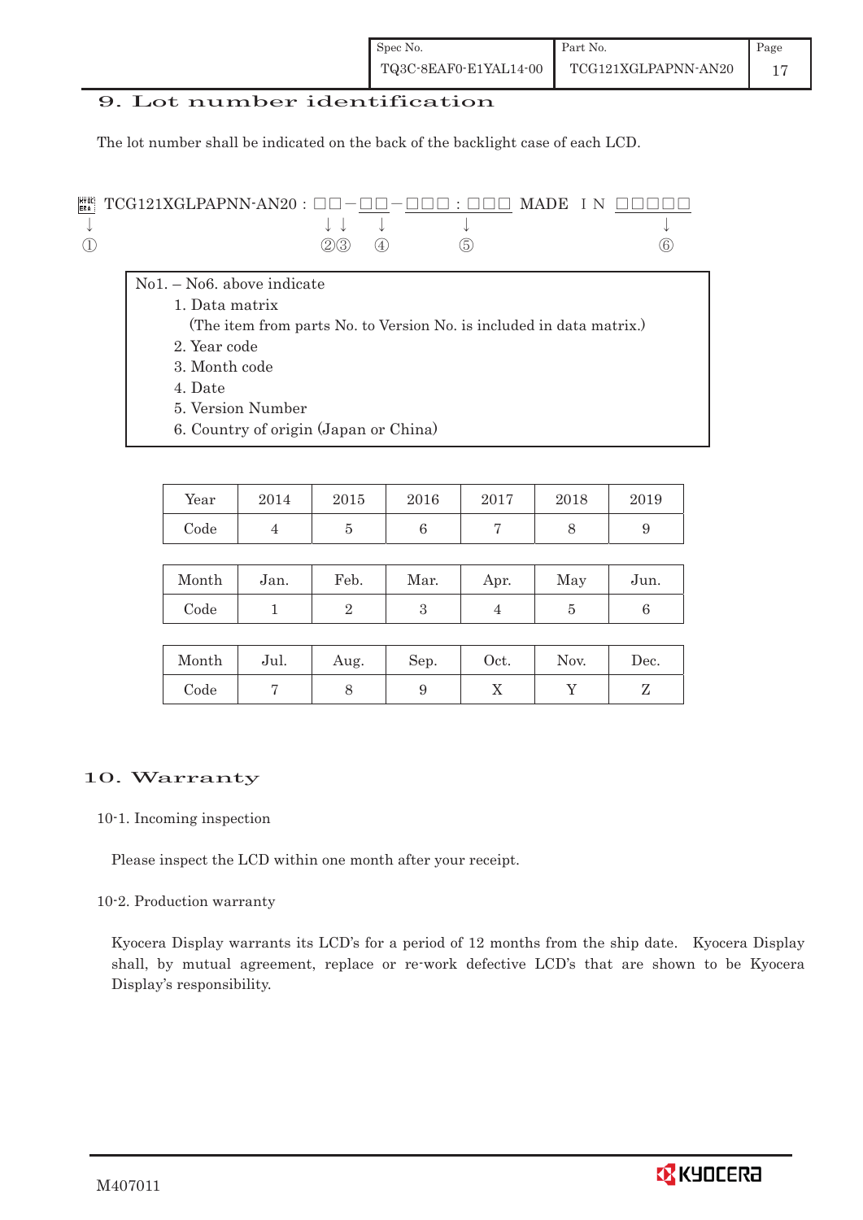## 9. Lot number identification

The lot number shall be indicated on the back of the backlight case of each LCD.

```
▩ TCG121XGLPAPNN-AN20 : □□ − □□ − □□□ : □□□ MADE  I N □□□□□
↓                       ↓↓    ↓       ↓                  ↓
①                       ②③    ④       ⑤                  ⑥
```

No1. – No6. above indicate

1. Data matrix
   (The item from parts No. to Version No. is included in data matrix.)
2. Year code
3. Month code
4. Date
5. Version Number
6. Country of origin (Japan or China)

| Year | 2014 | 2015 | 2016 | 2017 | 2018 | 2019 |
|---|---|---|---|---|---|---|
| Code | 4 | 5 | 6 | 7 | 8 | 9 |

| Month | Jan. | Feb. | Mar. | Apr. | May | Jun. |
|---|---|---|---|---|---|---|
| Code | 1 | 2 | 3 | 4 | 5 | 6 |

| Month | Jul. | Aug. | Sep. | Oct. | Nov. | Dec. |
|---|---|---|---|---|---|---|
| Code | 7 | 8 | 9 | X | Y | Z |

## 10. Warranty

10-1. Incoming inspection

Please inspect the LCD within one month after your receipt.

10-2. Production warranty

Kyocera Display warrants its LCD's for a period of 12 months from the ship date. Kyocera Display shall, by mutual agreement, replace or re-work defective LCD's that are shown to be Kyocera Display's responsibility.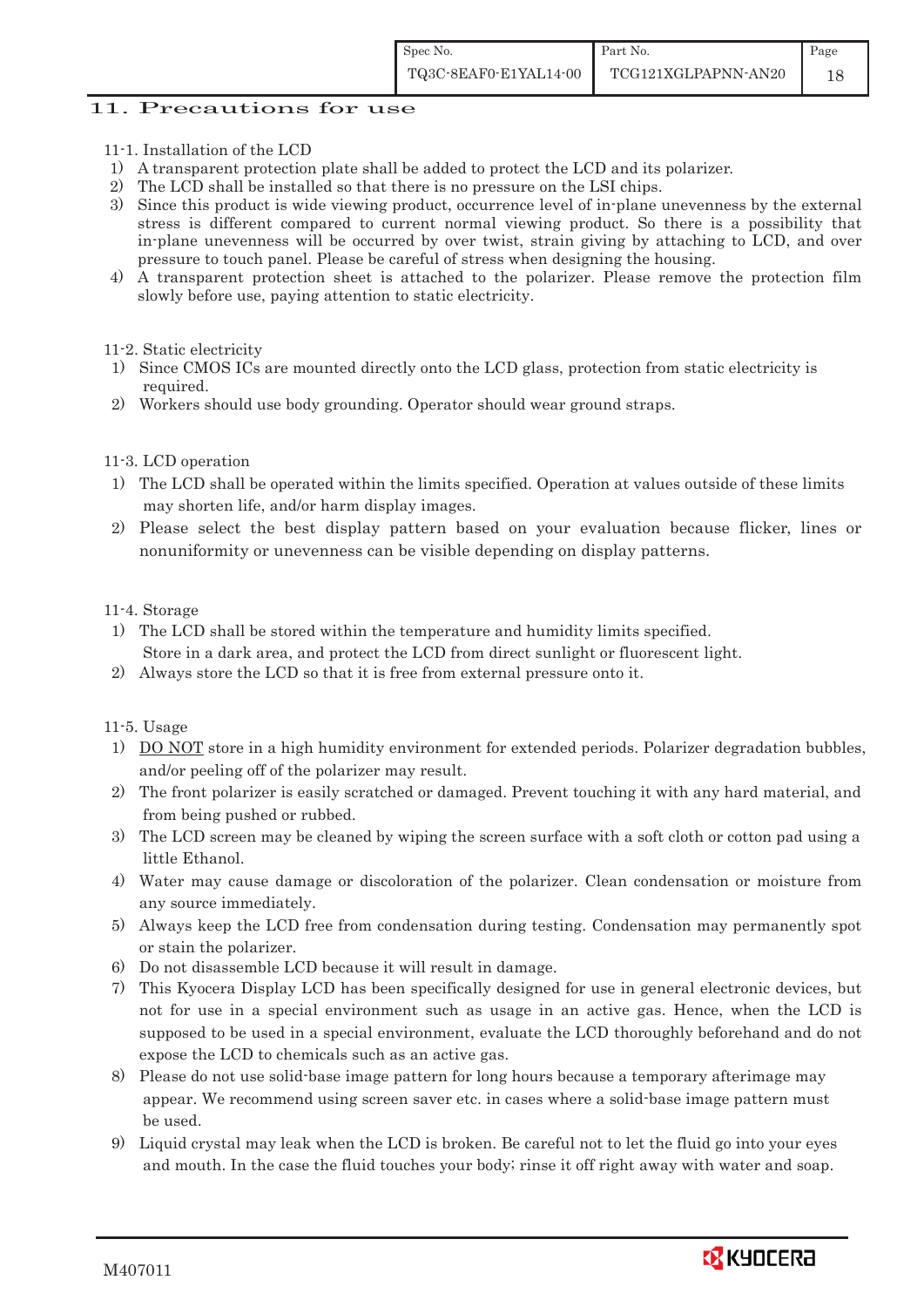# 11. Precautions for use

11-1. Installation of the LCD

1) A transparent protection plate shall be added to protect the LCD and its polarizer.
2) The LCD shall be installed so that there is no pressure on the LSI chips.
3) Since this product is wide viewing product, occurrence level of in-plane unevenness by the external stress is different compared to current normal viewing product. So there is a possibility that in-plane unevenness will be occurred by over twist, strain giving by attaching to LCD, and over pressure to touch panel. Please be careful of stress when designing the housing.
4) A transparent protection sheet is attached to the polarizer. Please remove the protection film slowly before use, paying attention to static electricity.

11-2. Static electricity

1) Since CMOS ICs are mounted directly onto the LCD glass, protection from static electricity is required.
2) Workers should use body grounding. Operator should wear ground straps.

11-3. LCD operation

1) The LCD shall be operated within the limits specified. Operation at values outside of these limits may shorten life, and/or harm display images.
2) Please select the best display pattern based on your evaluation because flicker, lines or nonuniformity or unevenness can be visible depending on display patterns.

11-4. Storage

1) The LCD shall be stored within the temperature and humidity limits specified.
   Store in a dark area, and protect the LCD from direct sunlight or fluorescent light.
2) Always store the LCD so that it is free from external pressure onto it.

11-5. Usage

1) DO NOT store in a high humidity environment for extended periods. Polarizer degradation bubbles, and/or peeling off of the polarizer may result.
2) The front polarizer is easily scratched or damaged. Prevent touching it with any hard material, and from being pushed or rubbed.
3) The LCD screen may be cleaned by wiping the screen surface with a soft cloth or cotton pad using a little Ethanol.
4) Water may cause damage or discoloration of the polarizer. Clean condensation or moisture from any source immediately.
5) Always keep the LCD free from condensation during testing. Condensation may permanently spot or stain the polarizer.
6) Do not disassemble LCD because it will result in damage.
7) This Kyocera Display LCD has been specifically designed for use in general electronic devices, but not for use in a special environment such as usage in an active gas. Hence, when the LCD is supposed to be used in a special environment, evaluate the LCD thoroughly beforehand and do not expose the LCD to chemicals such as an active gas.
8) Please do not use solid-base image pattern for long hours because a temporary afterimage may appear. We recommend using screen saver etc. in cases where a solid-base image pattern must be used.
9) Liquid crystal may leak when the LCD is broken. Be careful not to let the fluid go into your eyes and mouth. In the case the fluid touches your body; rinse it off right away with water and soap.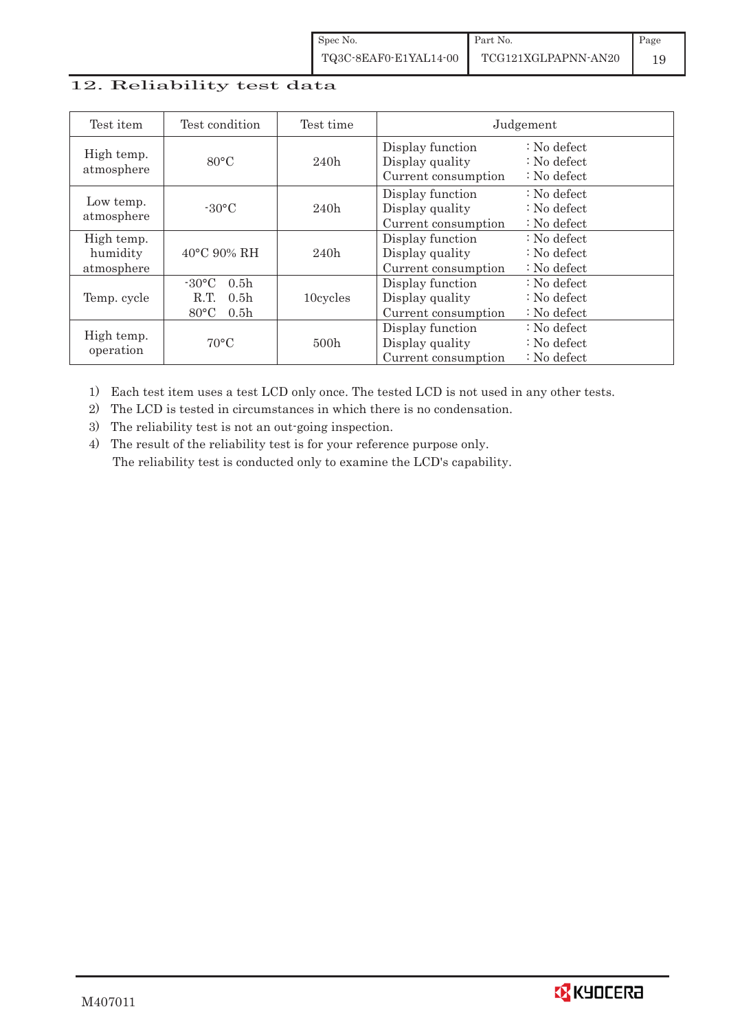## 12. Reliability test data

| Test item | Test condition | Test time | Judgement |
|---|---|---|---|
| High temp. atmosphere | 80°C | 240h | Display function : No defect<br>Display quality : No defect<br>Current consumption : No defect |
| Low temp. atmosphere | -30°C | 240h | Display function : No defect<br>Display quality : No defect<br>Current consumption : No defect |
| High temp. humidity atmosphere | 40°C 90% RH | 240h | Display function : No defect<br>Display quality : No defect<br>Current consumption : No defect |
| Temp. cycle | -30°C 0.5h<br>R.T. 0.5h<br>80°C 0.5h | 10cycles | Display function : No defect<br>Display quality : No defect<br>Current consumption : No defect |
| High temp. operation | 70°C | 500h | Display function : No defect<br>Display quality : No defect<br>Current consumption : No defect |

1) Each test item uses a test LCD only once. The tested LCD is not used in any other tests.
2) The LCD is tested in circumstances in which there is no condensation.
3) The reliability test is not an out-going inspection.
4) The result of the reliability test is for your reference purpose only.
   The reliability test is conducted only to examine the LCD's capability.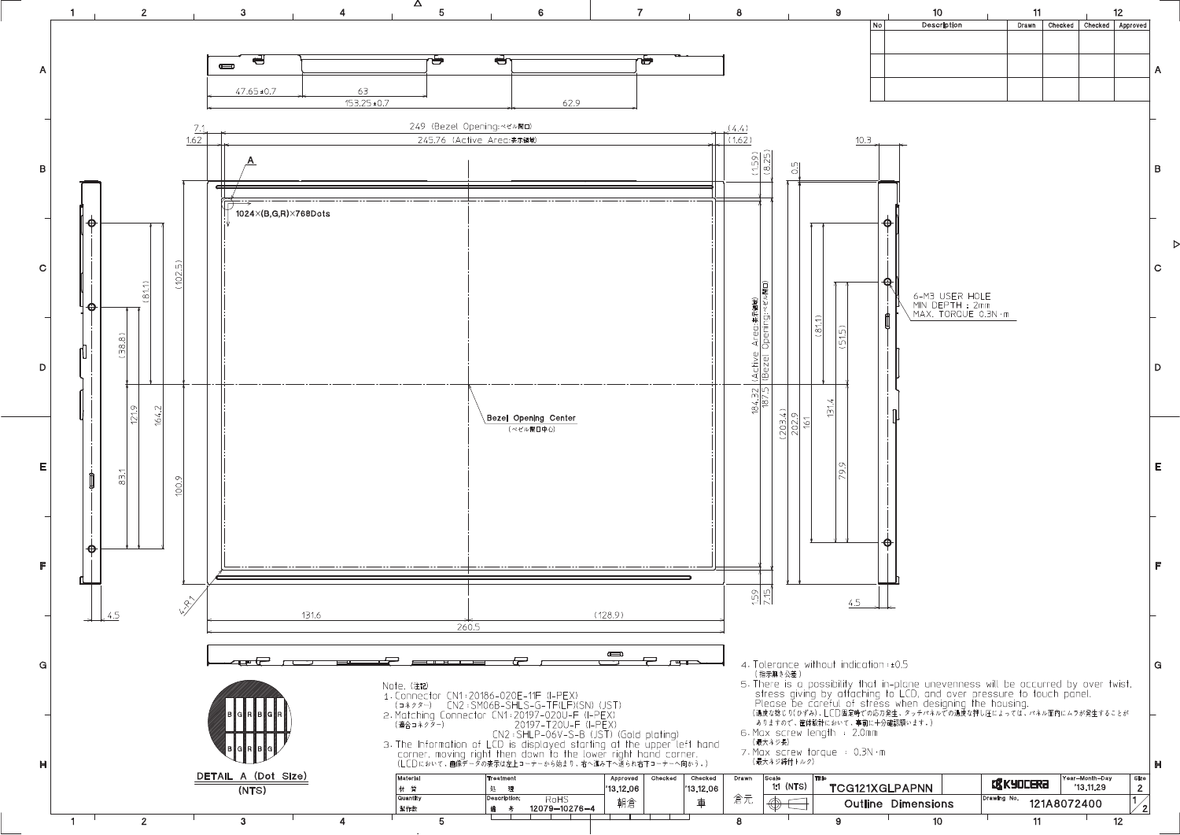| No | Description | Drawn | Checked | Checked | Approved |
|---|---|---|---|---|---|
| | | | | | |
| | | | | | |

249 (Bezel Opening:ベゼル開口)

245.76 (Active Area:表示領域)

1024×(B,G,R)×768Dots

Bezel Opening Center (ベゼル開口中心)

184.32 (Active Area:表示領域)

187.5 (Bezel Opening:ベゼル開口)

6-M3 USER HOLE
MIN DEPTH : 2mm
MAX. TORQUE 0.3N・m

DETAIL A (Dot Size)
(NTS)

Note. (注記)

1. Connector CN1:20186-020E-11F (I-PEX)
   (コネクター) CN2:SM06B-SHLS-G-TF(LF)(SN) (JST)
2. Matching Connector CN1:20197-020U-F (I-PEX)
   (適合コネクター) 20197-T20U-F (I-PEX)
   CN2:SHLP-06V-S-B (JST) (Gold plating)
3. The Information of LCD is displayed starting at the upper left hand corner, moving right then down to the lower right hand corner.
   (LCDにおいて、画像データの表示は左上コーナーから始まり、右へ進み下へ送られ右下コーナーへ向かう。)
4. Tolerance without indication:±0.5
   (指示無き公差)
5. There is a possibility that in-plane unevenness will be accurred by over twist, stress giving by attaching to LCD, and over pressure to touch panel.
   Please be careful of stress when designing the housing.
   (過度な捻り(ひずみ)、LCD固定時での応力発生、タッチパネルでの過度な押し圧によっては、パネル面内にムラが発生することがありますので、筐体設計において、事前に十分確認願います。)
6. Max screw length : 2.0mm
   (最大ネジ長)
7. Max screw torque : 0.3N・m
   (最大ネジ締付トルク)

| Material 材質 | Treatment 処理 | Approved | Checked | Checked | Drawn | Scale | Title | | Year-Month-Day | Size |
|---|---|---|---|---|---|---|---|---|---|---|
| | | '13.12.06 | | '13.12.06 | | 1:1 (NTS) | TCG121XGLPAPNN | KYOCERA | '13.11.29 | 2 |
| Quantity 製作数 | Description; 備考 RoHS 12079-10276-4 | 朝倉 | | 車 | 倉元 | | Outline Dimensions | Drawing No. | 121A8072400 | 1/2 |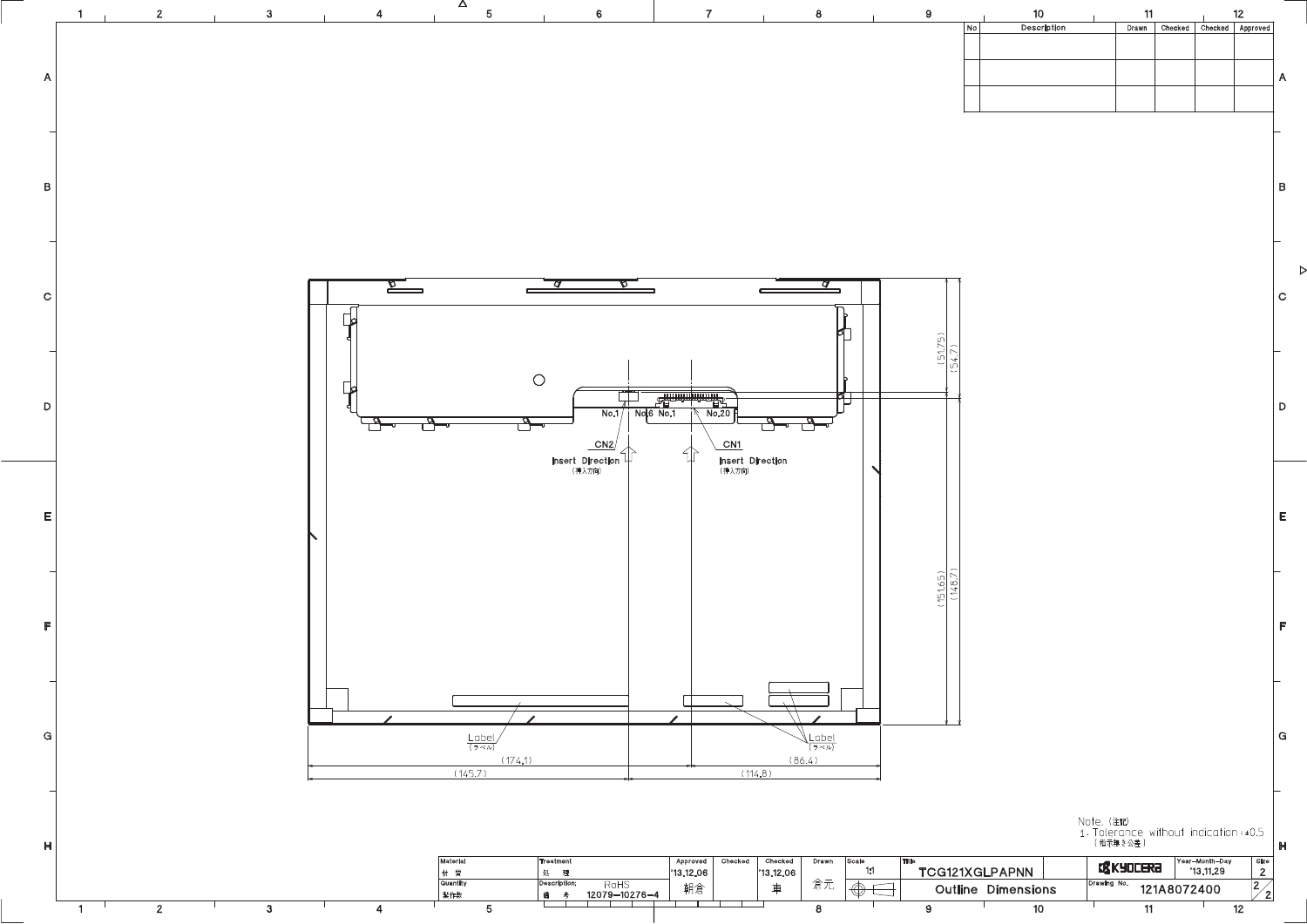| No | Description | Drawn | Checked | Checked | Approved |
|---|---|---|---|---|---|
| | | | | | |
| | | | | | |
| | | | | | |

No.1 No.6 No.1 No.20

CN2
Insert Direction
(挿入方向)

CN1
Insert Direction
(挿入方向)

(51.75) (54.7)

(151.65) (148.7)

Label
(ラベル)

Label
(ラベル)

(174.1) (86.4)

(145.7) (114.8)

Note. (注記)
1. Tolerance without indication : ±0.5
(指示無き公差)

| Material 材 質 | Treatment 処 理 | Approved | Checked | Checked | Drawn | Scale | Title | | Year-Month-Day | Size |
|---|---|---|---|---|---|---|---|---|---|---|
| Quantity 製作数 | Description; 備 考 RoHS 12079-10276-4 | '13.12.06 朝倉 | | '13.12.06 車 | 倉元 | 1:1 | TCG121XGLPAPNN Outline Dimensions | KYOCERA Drawing No. 121A8072400 | '13.11.29 | 2 2/2 |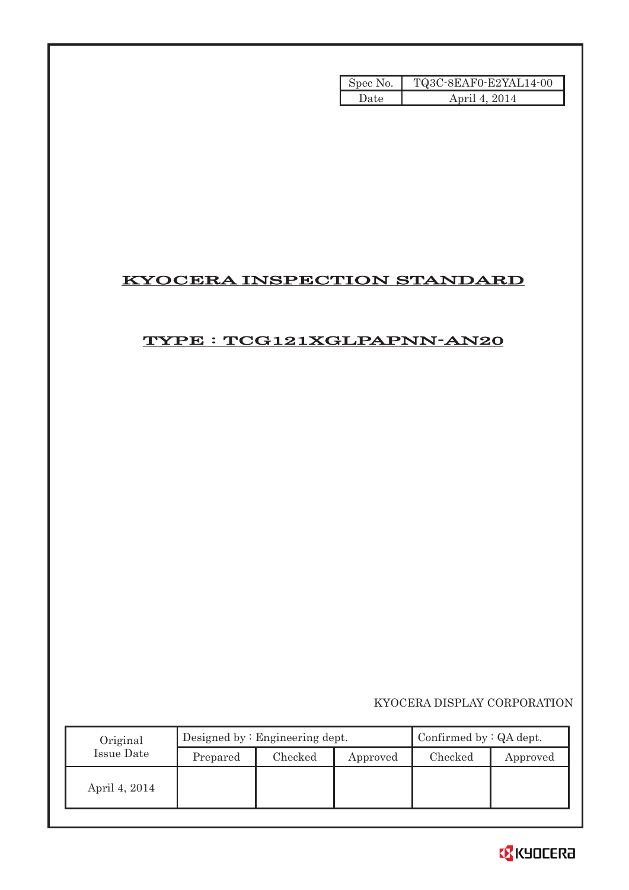| Spec No. | TQ3C-8EAF0-E2YAL14-00 |
|---|---|
| Date | April 4, 2014 |

# KYOCERA INSPECTION STANDARD

## TYPE : TCG121XGLPAPNN-AN20

KYOCERA DISPLAY CORPORATION

| Original Issue Date | Designed by : Engineering dept. | | | Confirmed by : QA dept. | |
|---|---|---|---|---|---|
| | Prepared | Checked | Approved | Checked | Approved |
| April 4, 2014 | | | | | |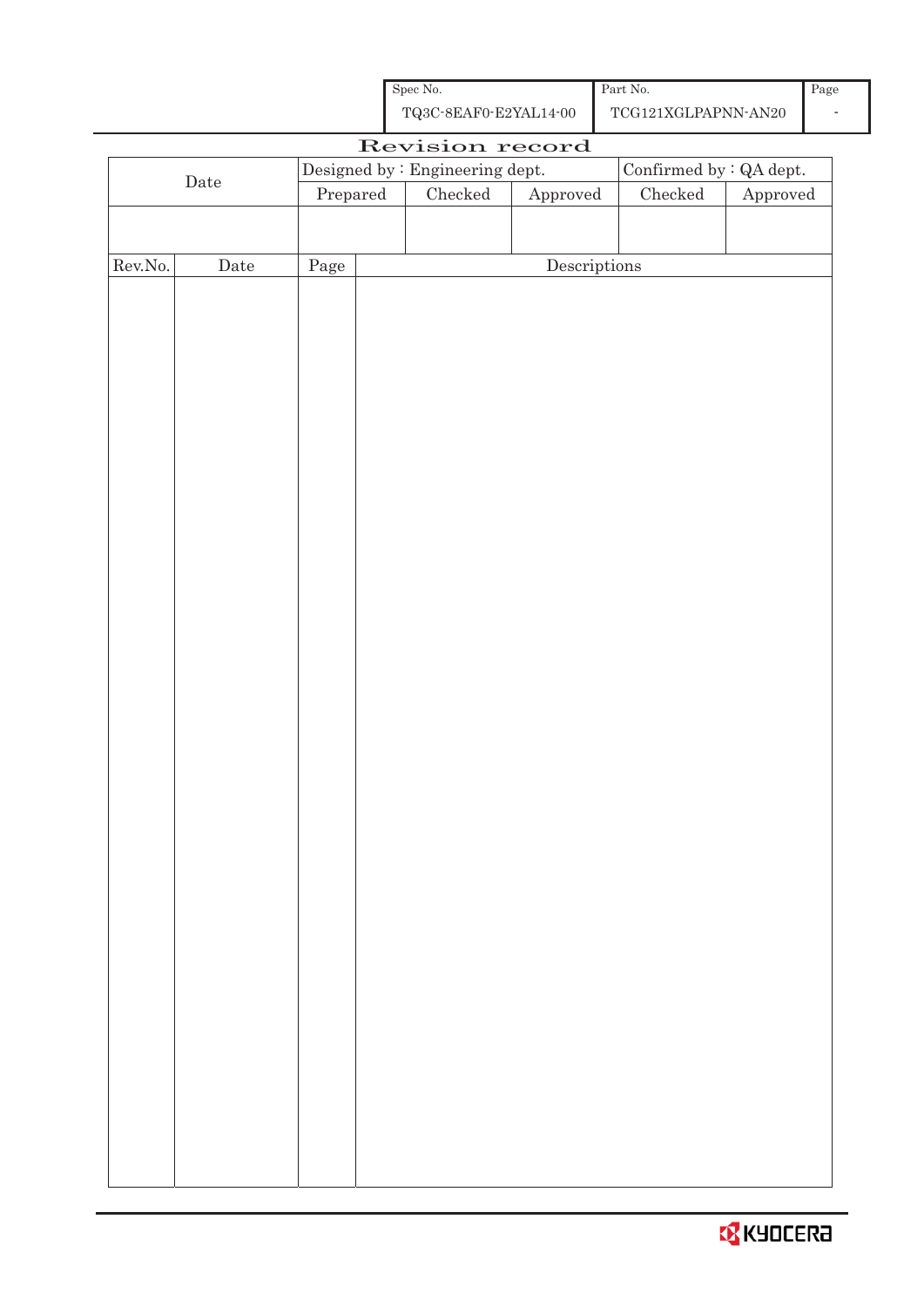| Spec No. | Part No. | Page |
|---|---|---|
| TQ3C-8EAF0-E2YAL14-00 | TCG121XGLPAPNN-AN20 | - |

# Revision record

| Date | Designed by : Engineering dept. | | | Confirmed by : QA dept. | |
|---|---|---|---|---|---|
| | Prepared | Checked | Approved | Checked | Approved |
| | | | | | |

| Rev.No. | Date | Page | Descriptions |
|---|---|---|---|
| | | | |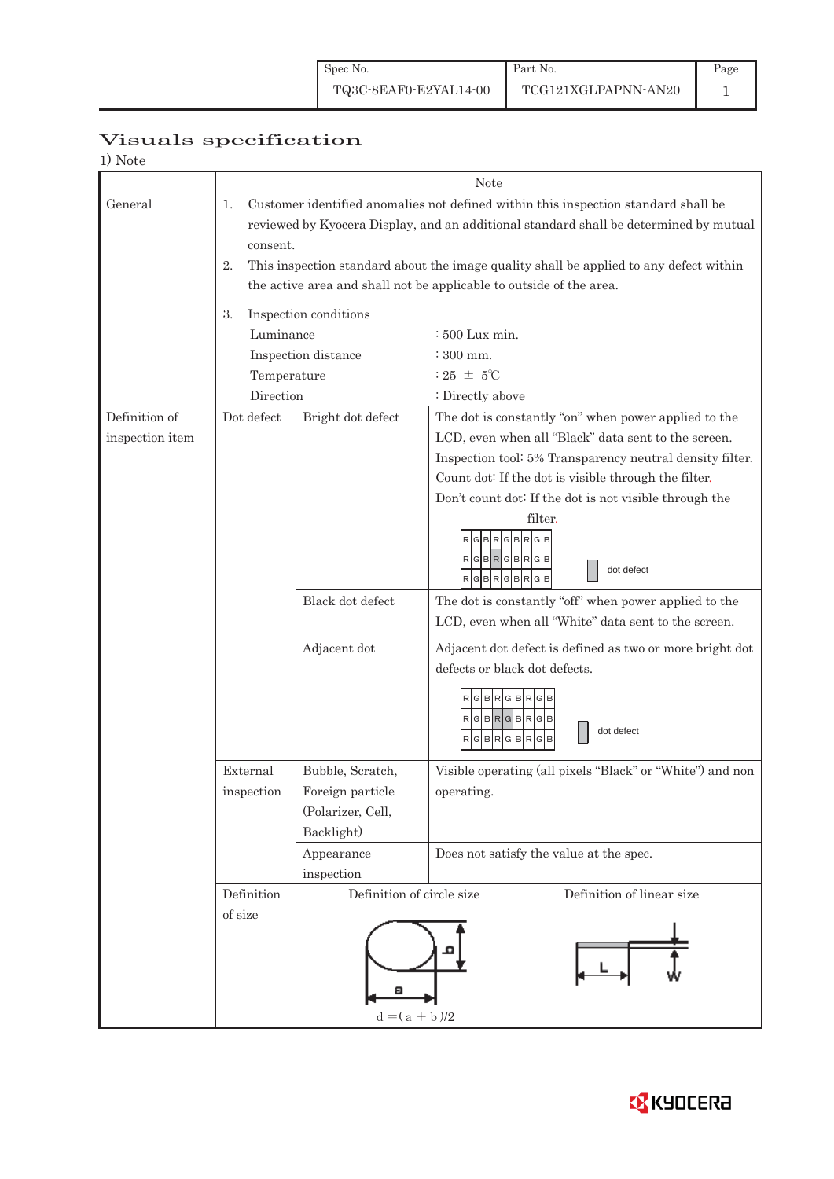| Spec No. | Part No. | Page |
|---|---|---|
| TQ3C-8EAF0-E2YAL14-00 | TCG121XGLPAPNN-AN20 | 1 |

# Visuals specification

1) Note

| | Note | | |
|---|---|---|---|
| General | 1. Customer identified anomalies not defined within this inspection standard shall be reviewed by Kyocera Display, and an additional standard shall be determined by mutual consent.<br>2. This inspection standard about the image quality shall be applied to any defect within the active area and shall not be applicable to outside of the area.<br>3. Inspection conditions<br>Luminance : 500 Lux min.<br>Inspection distance : 300 mm.<br>Temperature : 25 ± 5℃<br>Direction : Directly above | | |
| Definition of inspection item | Dot defect | Bright dot defect | The dot is constantly "on" when power applied to the LCD, even when all "Black" data sent to the screen.<br>Inspection tool: 5% Transparency neutral density filter.<br>Count dot: If the dot is visible through the filter.<br>Don't count dot: If the dot is not visible through the filter.<br>RGBRGBRGB / RGBRGBRGB / RGBRGBRGB — dot defect |
| | | Black dot defect | The dot is constantly "off" when power applied to the LCD, even when all "White" data sent to the screen. |
| | | Adjacent dot | Adjacent dot defect is defined as two or more bright dot defects or black dot defects.<br>RGBRGBRGB / RGBRGBRGB / RGBRGBRGB — dot defect |
| | External inspection | Bubble, Scratch, Foreign particle (Polarizer, Cell, Backlight) | Visible operating (all pixels "Black" or "White") and non operating. |
| | | Appearance inspection | Does not satisfy the value at the spec. |
| | Definition of size | Definition of circle size: $d = (a + b)/2$ | Definition of linear size: L, W |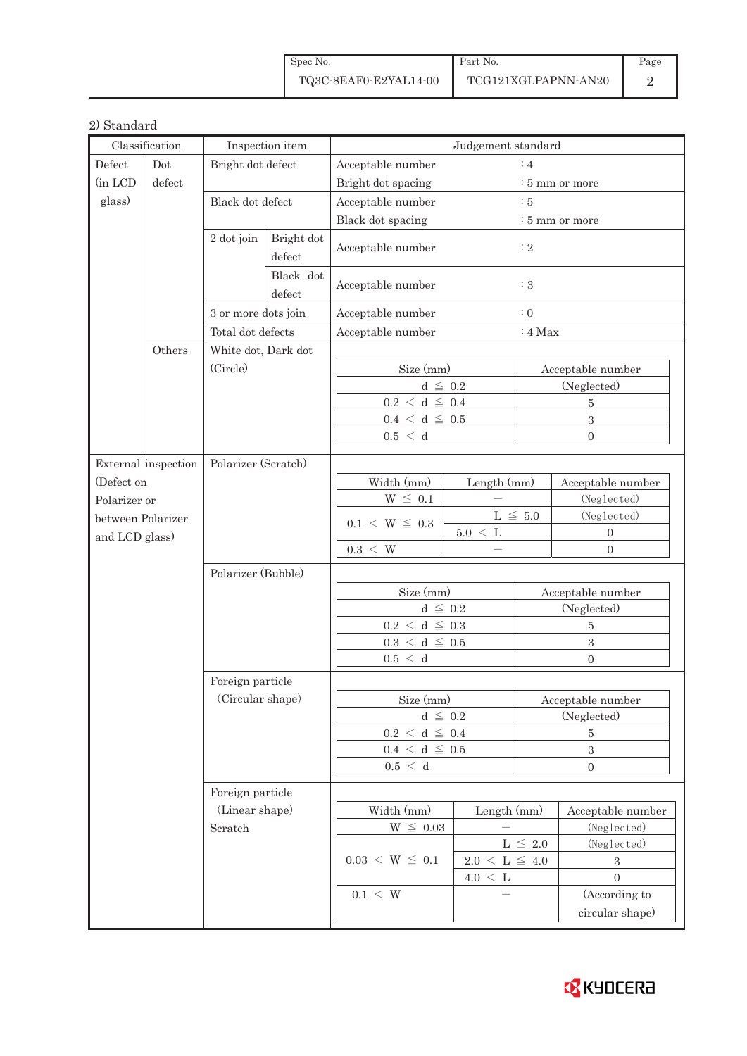2) Standard

| Classification | | Inspection item | | Judgement standard |
|---|---|---|---|---|
| Defect (in LCD glass) | Dot defect | Bright dot defect | | Acceptable number : 4<br>Bright dot spacing : 5 mm or more |
| | | Black dot defect | | Acceptable number : 5<br>Black dot spacing : 5 mm or more |
| | | 2 dot join | Bright dot defect | Acceptable number : 2 |
| | | | Black dot defect | Acceptable number : 3 |
| | | 3 or more dots join | | Acceptable number : 0 |
| | | Total dot defects | | Acceptable number : 4 Max |
| | Others | White dot, Dark dot (Circle) | | See table below |
| External inspection (Defect on Polarizer or between Polarizer and LCD glass) | | Polarizer (Scratch) | | See table below |
| | | Polarizer (Bubble) | | See table below |
| | | Foreign particle (Circular shape) | | See table below |
| | | Foreign particle (Linear shape) Scratch | | See table below |

White dot, Dark dot (Circle)

| Size (mm) | Acceptable number |
|---|---|
| d ≦ 0.2 | (Neglected) |
| 0.2 < d ≦ 0.4 | 5 |
| 0.4 < d ≦ 0.5 | 3 |
| 0.5 < d | 0 |

Polarizer (Scratch)

| Width (mm) | Length (mm) | Acceptable number |
|---|---|---|
| W ≦ 0.1 | — | (Neglected) |
| 0.1 < W ≦ 0.3 | L ≦ 5.0 | (Neglected) |
| | 5.0 < L | 0 |
| 0.3 < W | — | 0 |

Polarizer (Bubble)

| Size (mm) | Acceptable number |
|---|---|
| d ≦ 0.2 | (Neglected) |
| 0.2 < d ≦ 0.3 | 5 |
| 0.3 < d ≦ 0.5 | 3 |
| 0.5 < d | 0 |

Foreign particle (Circular shape)

| Size (mm) | Acceptable number |
|---|---|
| d ≦ 0.2 | (Neglected) |
| 0.2 < d ≦ 0.4 | 5 |
| 0.4 < d ≦ 0.5 | 3 |
| 0.5 < d | 0 |

Foreign particle (Linear shape) Scratch

| Width (mm) | Length (mm) | Acceptable number |
|---|---|---|
| W ≦ 0.03 | — | (Neglected) |
| 0.03 < W ≦ 0.1 | L ≦ 2.0 | (Neglected) |
| | 2.0 < L ≦ 4.0 | 3 |
| | 4.0 < L | 0 |
| 0.1 < W | — | (According to circular shape) |